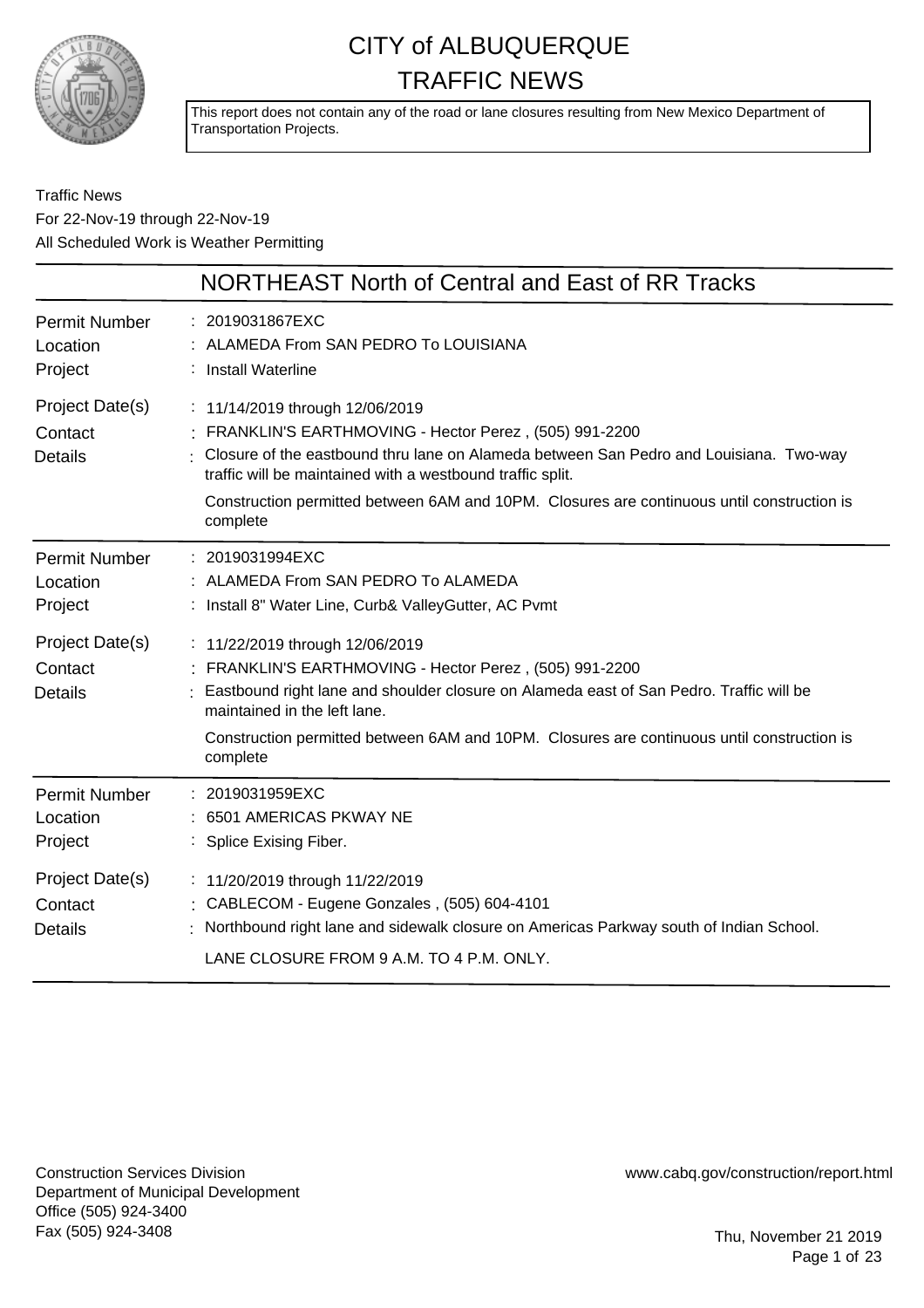# CITY of ALBUQUERQUE
# TRAFFIC NEWS

This report does not contain any of the road or lane closures resulting from New Mexico Department of Transportation Projects.

Traffic News
For 22-Nov-19 through 22-Nov-19
All Scheduled Work is Weather Permitting

## NORTHEAST North of Central and East of RR Tracks

| | |
|---|---|
| Permit Number | 2019031867EXC |
| Location | ALAMEDA From SAN PEDRO To LOUISIANA |
| Project | Install Waterline |
| Project Date(s) | 11/14/2019 through 12/06/2019 |
| Contact | FRANKLIN'S EARTHMOVING - Hector Perez , (505) 991-2200 |
| Details | Closure of the eastbound thru lane on Alameda between San Pedro and Louisiana. Two-way traffic will be maintained with a westbound traffic split.<br>Construction permitted between 6AM and 10PM. Closures are continuous until construction is complete |

| | |
|---|---|
| Permit Number | 2019031994EXC |
| Location | ALAMEDA From SAN PEDRO To ALAMEDA |
| Project | Install 8" Water Line, Curb& ValleyGutter, AC Pvmt |
| Project Date(s) | 11/22/2019 through 12/06/2019 |
| Contact | FRANKLIN'S EARTHMOVING - Hector Perez , (505) 991-2200 |
| Details | Eastbound right lane and shoulder closure on Alameda east of San Pedro. Traffic will be maintained in the left lane.<br>Construction permitted between 6AM and 10PM. Closures are continuous until construction is complete |

| | |
|---|---|
| Permit Number | 2019031959EXC |
| Location | 6501 AMERICAS PKWAY NE |
| Project | Splice Exising Fiber. |
| Project Date(s) | 11/20/2019 through 11/22/2019 |
| Contact | CABLECOM - Eugene Gonzales , (505) 604-4101 |
| Details | Northbound right lane and sidewalk closure on Americas Parkway south of Indian School.<br>LANE CLOSURE FROM 9 A.M. TO 4 P.M. ONLY. |

Construction Services Division
Department of Municipal Development
Office (505) 924-3400
Fax (505) 924-3408

www.cabq.gov/construction/report.html

Thu, November 21 2019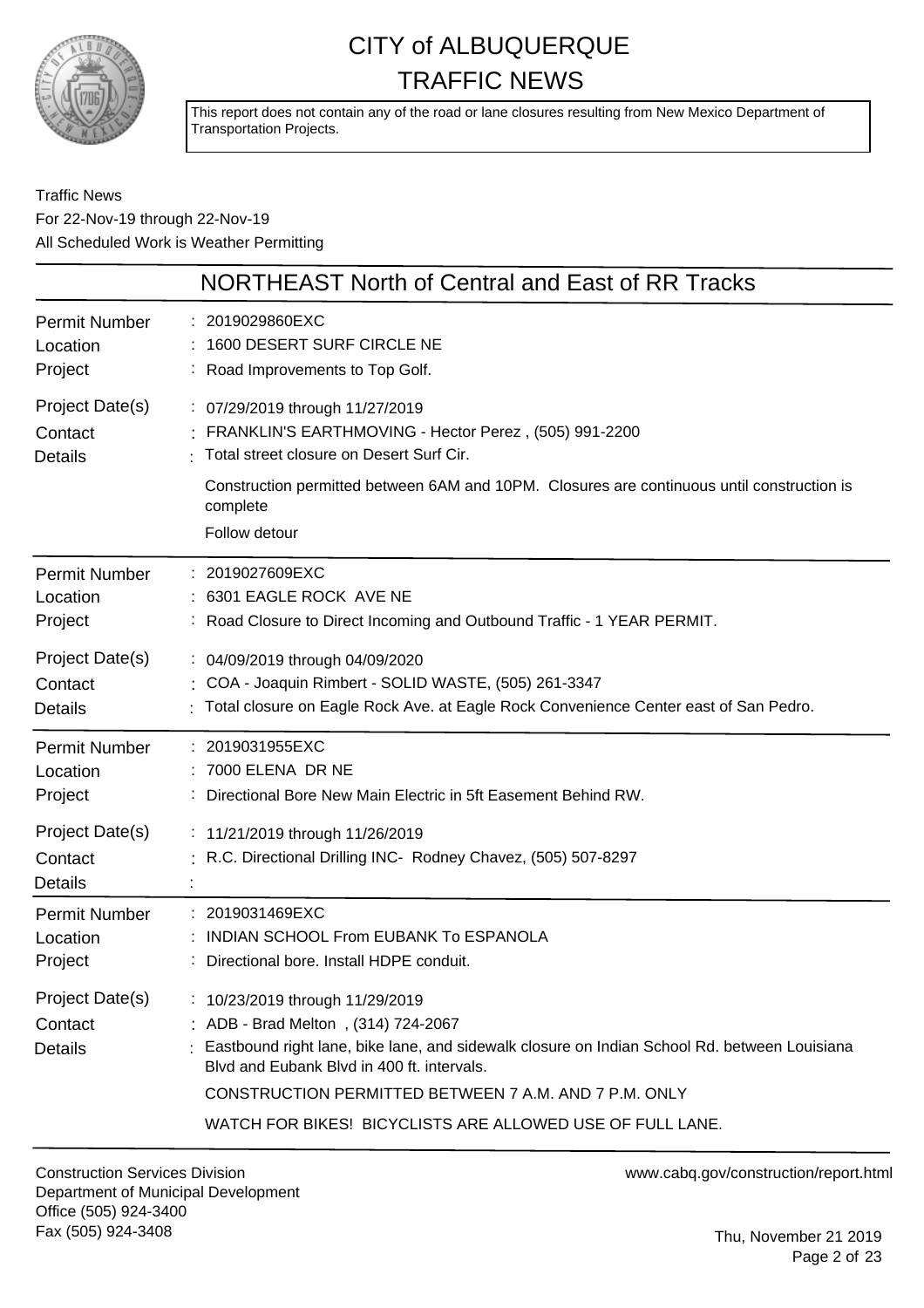# CITY of ALBUQUERQUE
# TRAFFIC NEWS

This report does not contain any of the road or lane closures resulting from New Mexico Department of Transportation Projects.

Traffic News
For 22-Nov-19 through 22-Nov-19
All Scheduled Work is Weather Permitting

## NORTHEAST North of Central and East of RR Tracks

| | |
|---|---|
| Permit Number | : 2019029860EXC |
| Location | : 1600 DESERT SURF CIRCLE NE |
| Project | : Road Improvements to Top Golf. |
| Project Date(s) | : 07/29/2019 through 11/27/2019 |
| Contact | : FRANKLIN'S EARTHMOVING - Hector Perez , (505) 991-2200 |
| Details | : Total street closure on Desert Surf Cir.<br>Construction permitted between 6AM and 10PM. Closures are continuous until construction is complete<br>Follow detour |

| | |
|---|---|
| Permit Number | : 2019027609EXC |
| Location | : 6301 EAGLE ROCK AVE NE |
| Project | : Road Closure to Direct Incoming and Outbound Traffic - 1 YEAR PERMIT. |
| Project Date(s) | : 04/09/2019 through 04/09/2020 |
| Contact | : COA - Joaquin Rimbert - SOLID WASTE, (505) 261-3347 |
| Details | : Total closure on Eagle Rock Ave. at Eagle Rock Convenience Center east of San Pedro. |

| | |
|---|---|
| Permit Number | : 2019031955EXC |
| Location | : 7000 ELENA DR NE |
| Project | : Directional Bore New Main Electric in 5ft Easement Behind RW. |
| Project Date(s) | : 11/21/2019 through 11/26/2019 |
| Contact | : R.C. Directional Drilling INC- Rodney Chavez, (505) 507-8297 |
| Details | : |

| | |
|---|---|
| Permit Number | : 2019031469EXC |
| Location | : INDIAN SCHOOL From EUBANK To ESPANOLA |
| Project | : Directional bore. Install HDPE conduit. |
| Project Date(s) | : 10/23/2019 through 11/29/2019 |
| Contact | : ADB - Brad Melton , (314) 724-2067 |
| Details | : Eastbound right lane, bike lane, and sidewalk closure on Indian School Rd. between Louisiana Blvd and Eubank Blvd in 400 ft. intervals.<br>CONSTRUCTION PERMITTED BETWEEN 7 A.M. AND 7 P.M. ONLY<br>WATCH FOR BIKES! BICYCLISTS ARE ALLOWED USE OF FULL LANE. |

Construction Services Division
Department of Municipal Development
Office (505) 924-3400
Fax (505) 924-3408

www.cabq.gov/construction/report.html

Thu, November 21 2019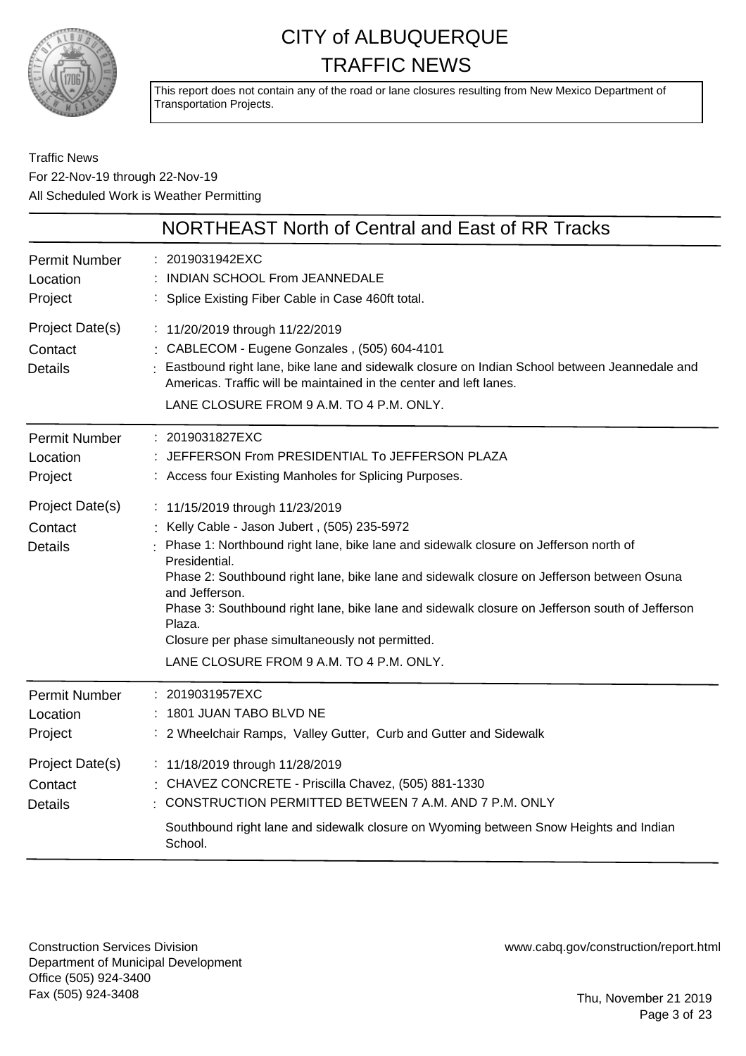# CITY of ALBUQUERQUE
# TRAFFIC NEWS

This report does not contain any of the road or lane closures resulting from New Mexico Department of Transportation Projects.

Traffic News
For 22-Nov-19 through 22-Nov-19
All Scheduled Work is Weather Permitting

## NORTHEAST North of Central and East of RR Tracks

**Permit Number** : 2019031942EXC
**Location** : INDIAN SCHOOL From JEANNEDALE
**Project** : Splice Existing Fiber Cable in Case 460ft total.
**Project Date(s)** : 11/20/2019 through 11/22/2019
**Contact** : CABLECOM - Eugene Gonzales , (505) 604-4101
**Details** : Eastbound right lane, bike lane and sidewalk closure on Indian School between Jeannedale and Americas. Traffic will be maintained in the center and left lanes.
LANE CLOSURE FROM 9 A.M. TO 4 P.M. ONLY.

---

**Permit Number** : 2019031827EXC
**Location** : JEFFERSON From PRESIDENTIAL To JEFFERSON PLAZA
**Project** : Access four Existing Manholes for Splicing Purposes.
**Project Date(s)** : 11/15/2019 through 11/23/2019
**Contact** : Kelly Cable - Jason Jubert , (505) 235-5972
**Details** : Phase 1: Northbound right lane, bike lane and sidewalk closure on Jefferson north of Presidential.
Phase 2: Southbound right lane, bike lane and sidewalk closure on Jefferson between Osuna and Jefferson.
Phase 3: Southbound right lane, bike lane and sidewalk closure on Jefferson south of Jefferson Plaza.
Closure per phase simultaneously not permitted.
LANE CLOSURE FROM 9 A.M. TO 4 P.M. ONLY.

---

**Permit Number** : 2019031957EXC
**Location** : 1801 JUAN TABO BLVD NE
**Project** : 2 Wheelchair Ramps, Valley Gutter, Curb and Gutter and Sidewalk
**Project Date(s)** : 11/18/2019 through 11/28/2019
**Contact** : CHAVEZ CONCRETE - Priscilla Chavez, (505) 881-1330
**Details** : CONSTRUCTION PERMITTED BETWEEN 7 A.M. AND 7 P.M. ONLY
Southbound right lane and sidewalk closure on Wyoming between Snow Heights and Indian School.

---

Construction Services Division
Department of Municipal Development
Office (505) 924-3400
Fax (505) 924-3408

www.cabq.gov/construction/report.html

Thu, November 21 2019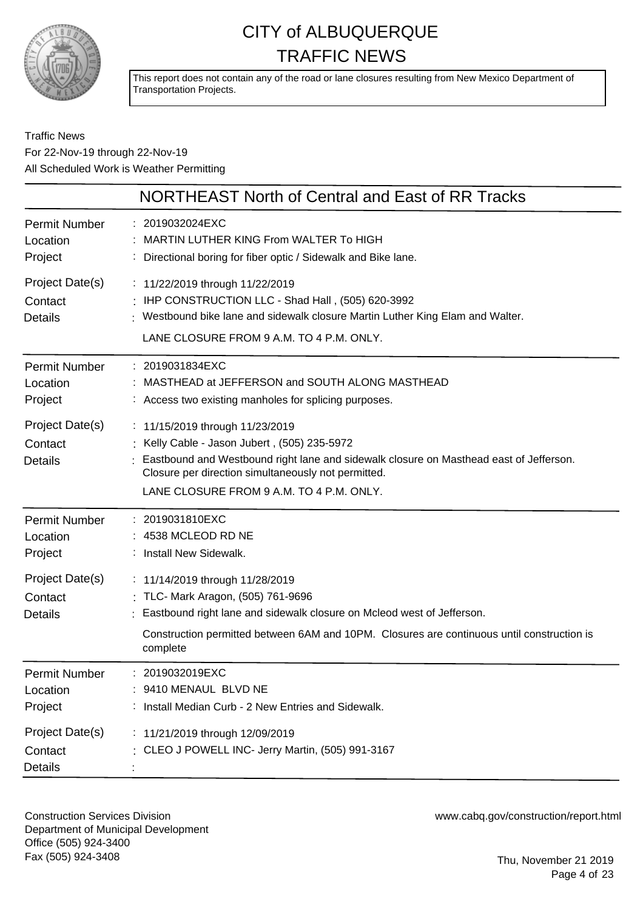# CITY of ALBUQUERQUE
# TRAFFIC NEWS

This report does not contain any of the road or lane closures resulting from New Mexico Department of Transportation Projects.

Traffic News
For 22-Nov-19 through 22-Nov-19
All Scheduled Work is Weather Permitting

## NORTHEAST North of Central and East of RR Tracks

| | |
|---|---|
| Permit Number | : 2019032024EXC |
| Location | : MARTIN LUTHER KING From WALTER To HIGH |
| Project | : Directional boring for fiber optic / Sidewalk and Bike lane. |
| Project Date(s) | : 11/22/2019 through 11/22/2019 |
| Contact | : IHP CONSTRUCTION LLC - Shad Hall , (505) 620-3992 |
| Details | : Westbound bike lane and sidewalk closure Martin Luther King Elam and Walter. LANE CLOSURE FROM 9 A.M. TO 4 P.M. ONLY. |

| | |
|---|---|
| Permit Number | : 2019031834EXC |
| Location | : MASTHEAD at JEFFERSON and SOUTH ALONG MASTHEAD |
| Project | : Access two existing manholes for splicing purposes. |
| Project Date(s) | : 11/15/2019 through 11/23/2019 |
| Contact | : Kelly Cable - Jason Jubert , (505) 235-5972 |
| Details | : Eastbound and Westbound right lane and sidewalk closure on Masthead east of Jefferson. Closure per direction simultaneously not permitted. LANE CLOSURE FROM 9 A.M. TO 4 P.M. ONLY. |

| | |
|---|---|
| Permit Number | : 2019031810EXC |
| Location | : 4538 MCLEOD RD NE |
| Project | : Install New Sidewalk. |
| Project Date(s) | : 11/14/2019 through 11/28/2019 |
| Contact | : TLC- Mark Aragon, (505) 761-9696 |
| Details | : Eastbound right lane and sidewalk closure on Mcleod west of Jefferson. Construction permitted between 6AM and 10PM. Closures are continuous until construction is complete |

| | |
|---|---|
| Permit Number | : 2019032019EXC |
| Location | : 9410 MENAUL BLVD NE |
| Project | : Install Median Curb - 2 New Entries and Sidewalk. |
| Project Date(s) | : 11/21/2019 through 12/09/2019 |
| Contact | : CLEO J POWELL INC- Jerry Martin, (505) 991-3167 |
| Details | : |

Construction Services Division
Department of Municipal Development
Office (505) 924-3400
Fax (505) 924-3408

www.cabq.gov/construction/report.html

Thu, November 21 2019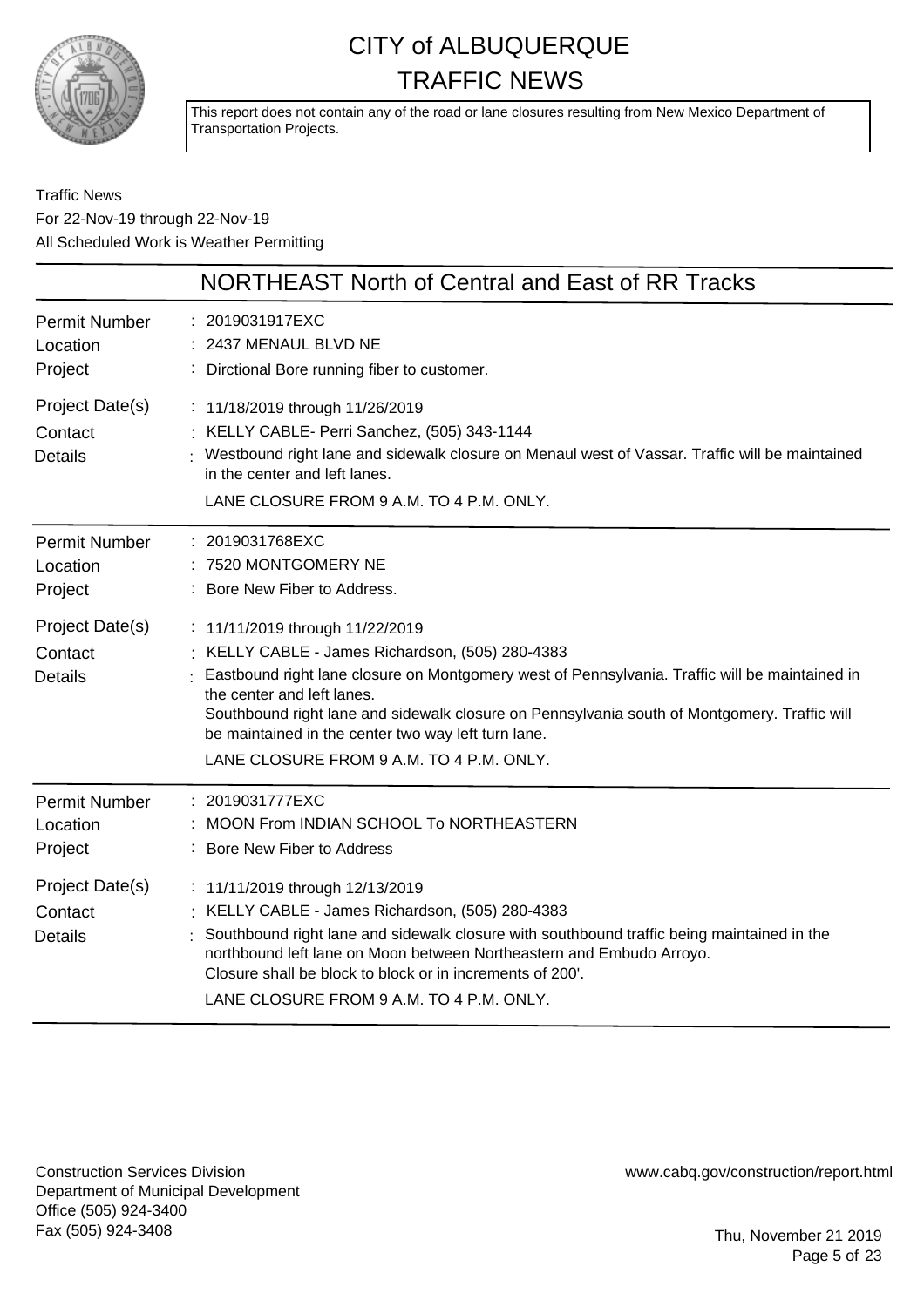# CITY of ALBUQUERQUE
# TRAFFIC NEWS

This report does not contain any of the road or lane closures resulting from New Mexico Department of Transportation Projects.

Traffic News
For 22-Nov-19 through 22-Nov-19
All Scheduled Work is Weather Permitting

## NORTHEAST North of Central and East of RR Tracks

| | |
|---|---|
| Permit Number | : 2019031917EXC |
| Location | : 2437 MENAUL BLVD NE |
| Project | : Dirctional Bore running fiber to customer. |
| Project Date(s) | : 11/18/2019 through 11/26/2019 |
| Contact | : KELLY CABLE- Perri Sanchez, (505) 343-1144 |
| Details | : Westbound right lane and sidewalk closure on Menaul west of Vassar. Traffic will be maintained in the center and left lanes.<br>LANE CLOSURE FROM 9 A.M. TO 4 P.M. ONLY. |

| | |
|---|---|
| Permit Number | : 2019031768EXC |
| Location | : 7520 MONTGOMERY NE |
| Project | : Bore New Fiber to Address. |
| Project Date(s) | : 11/11/2019 through 11/22/2019 |
| Contact | : KELLY CABLE - James Richardson, (505) 280-4383 |
| Details | : Eastbound right lane closure on Montgomery west of Pennsylvania. Traffic will be maintained in the center and left lanes.<br>Southbound right lane and sidewalk closure on Pennsylvania south of Montgomery. Traffic will be maintained in the center two way left turn lane.<br>LANE CLOSURE FROM 9 A.M. TO 4 P.M. ONLY. |

| | |
|---|---|
| Permit Number | : 2019031777EXC |
| Location | : MOON From INDIAN SCHOOL To NORTHEASTERN |
| Project | : Bore New Fiber to Address |
| Project Date(s) | : 11/11/2019 through 12/13/2019 |
| Contact | : KELLY CABLE - James Richardson, (505) 280-4383 |
| Details | : Southbound right lane and sidewalk closure with southbound traffic being maintained in the northbound left lane on Moon between Northeastern and Embudo Arroyo.<br>Closure shall be block to block or in increments of 200'.<br>LANE CLOSURE FROM 9 A.M. TO 4 P.M. ONLY. |

Construction Services Division
Department of Municipal Development
Office (505) 924-3400
Fax (505) 924-3408

www.cabq.gov/construction/report.html

Thu, November 21 2019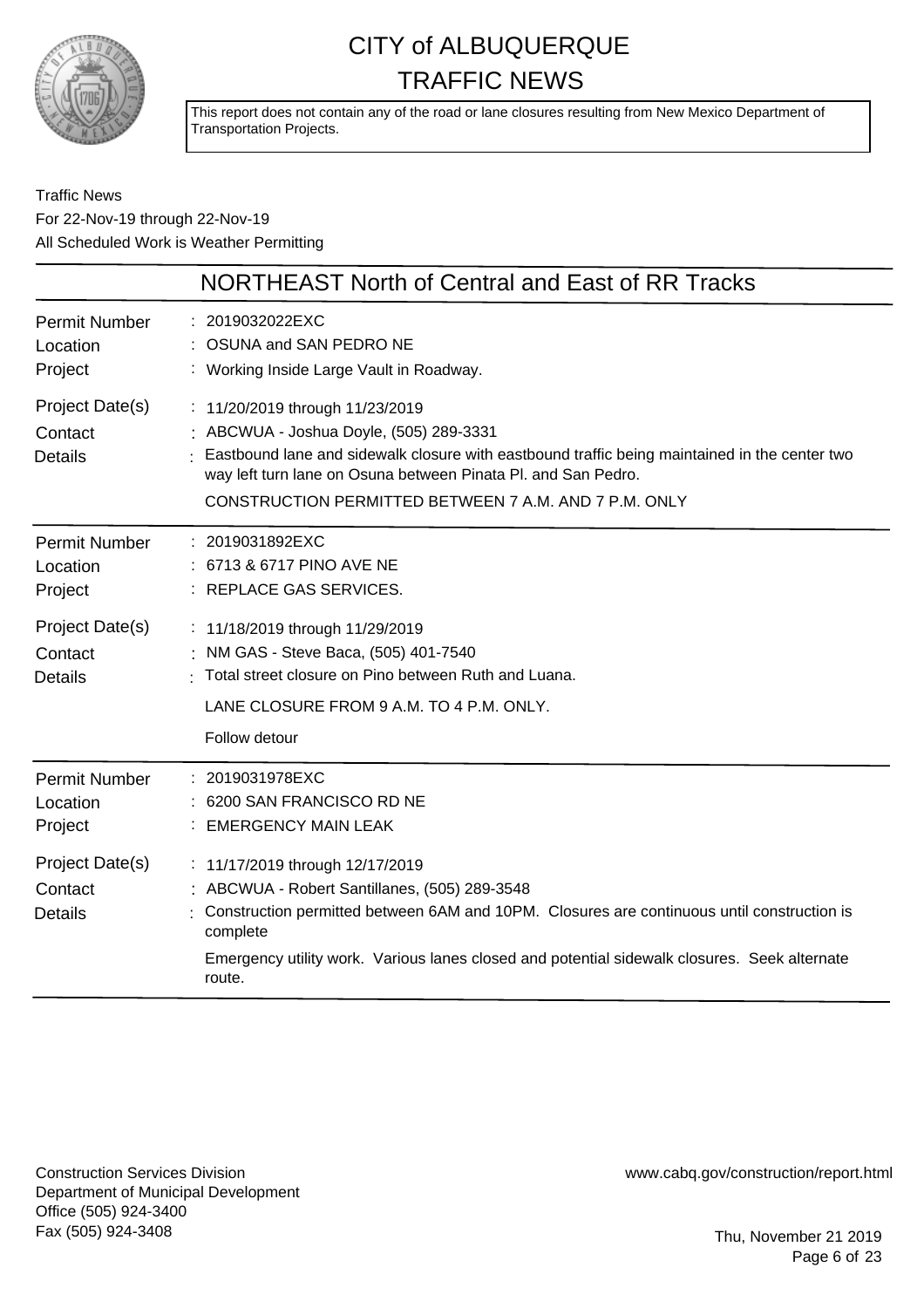# CITY of ALBUQUERQUE TRAFFIC NEWS

This report does not contain any of the road or lane closures resulting from New Mexico Department of Transportation Projects.

Traffic News
For 22-Nov-19 through 22-Nov-19
All Scheduled Work is Weather Permitting

## NORTHEAST North of Central and East of RR Tracks

| | |
|---|---|
| Permit Number | 2019032022EXC |
| Location | OSUNA and SAN PEDRO NE |
| Project | Working Inside Large Vault in Roadway. |
| Project Date(s) | 11/20/2019 through 11/23/2019 |
| Contact | ABCWUA - Joshua Doyle, (505) 289-3331 |
| Details | Eastbound lane and sidewalk closure with eastbound traffic being maintained in the center two way left turn lane on Osuna between Pinata Pl. and San Pedro.<br>CONSTRUCTION PERMITTED BETWEEN 7 A.M. AND 7 P.M. ONLY |

| | |
|---|---|
| Permit Number | 2019031892EXC |
| Location | 6713 & 6717 PINO AVE NE |
| Project | REPLACE GAS SERVICES. |
| Project Date(s) | 11/18/2019 through 11/29/2019 |
| Contact | NM GAS - Steve Baca, (505) 401-7540 |
| Details | Total street closure on Pino between Ruth and Luana.<br>LANE CLOSURE FROM 9 A.M. TO 4 P.M. ONLY.<br>Follow detour |

| | |
|---|---|
| Permit Number | 2019031978EXC |
| Location | 6200 SAN FRANCISCO RD NE |
| Project | EMERGENCY MAIN LEAK |
| Project Date(s) | 11/17/2019 through 12/17/2019 |
| Contact | ABCWUA - Robert Santillanes, (505) 289-3548 |
| Details | Construction permitted between 6AM and 10PM. Closures are continuous until construction is complete<br>Emergency utility work. Various lanes closed and potential sidewalk closures. Seek alternate route. |

Construction Services Division
Department of Municipal Development
Office (505) 924-3400
Fax (505) 924-3408

www.cabq.gov/construction/report.html

Thu, November 21 2019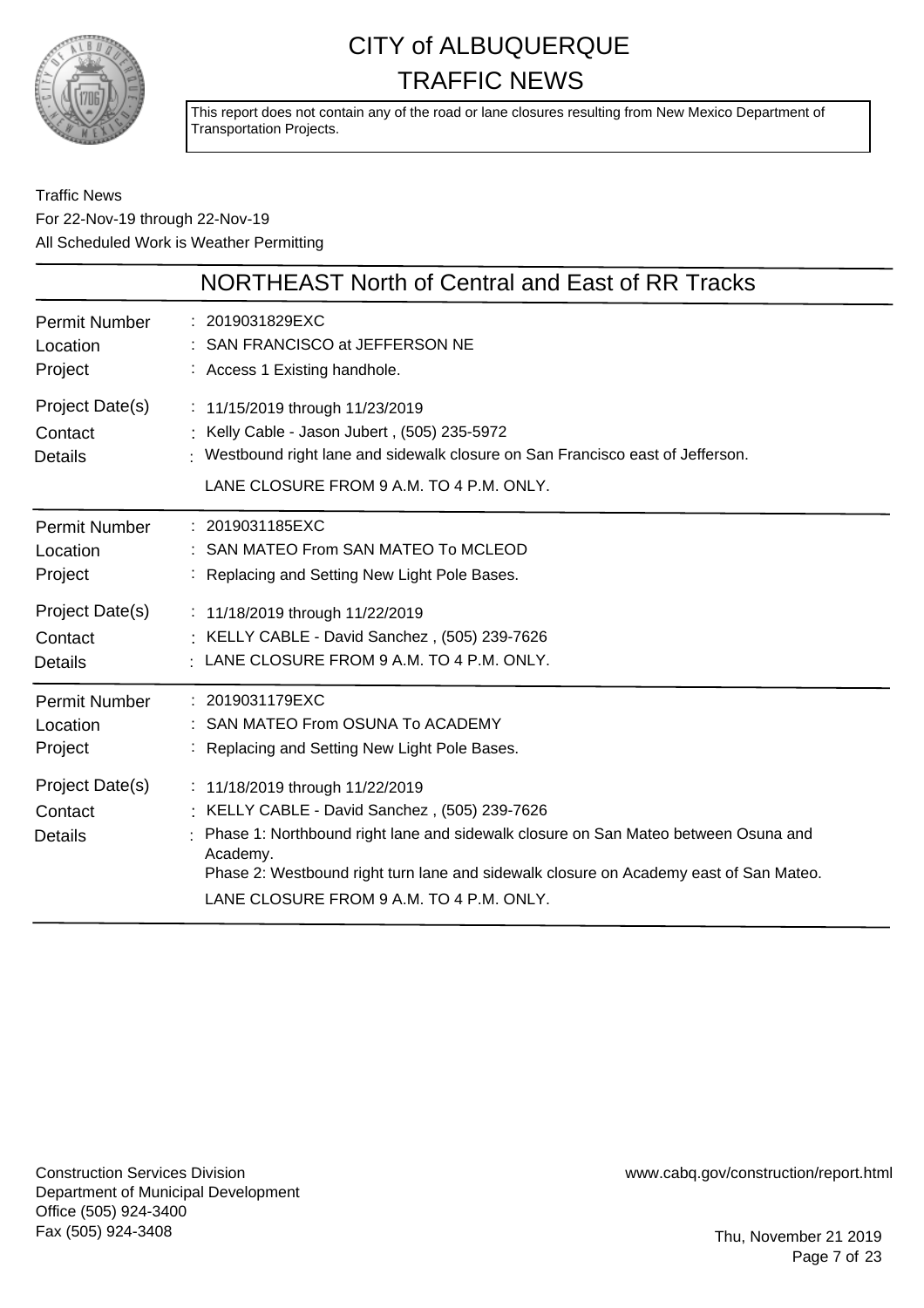# CITY of ALBUQUERQUE TRAFFIC NEWS

This report does not contain any of the road or lane closures resulting from New Mexico Department of Transportation Projects.

Traffic News
For 22-Nov-19 through 22-Nov-19
All Scheduled Work is Weather Permitting

## NORTHEAST North of Central and East of RR Tracks

| | |
|---|---|
| Permit Number | 2019031829EXC |
| Location | SAN FRANCISCO at JEFFERSON NE |
| Project | Access 1 Existing handhole. |
| Project Date(s) | 11/15/2019 through 11/23/2019 |
| Contact | Kelly Cable - Jason Jubert , (505) 235-5972 |
| Details | Westbound right lane and sidewalk closure on San Francisco east of Jefferson.<br>LANE CLOSURE FROM 9 A.M. TO 4 P.M. ONLY. |

| | |
|---|---|
| Permit Number | 2019031185EXC |
| Location | SAN MATEO From SAN MATEO To MCLEOD |
| Project | Replacing and Setting New Light Pole Bases. |
| Project Date(s) | 11/18/2019 through 11/22/2019 |
| Contact | KELLY CABLE - David Sanchez , (505) 239-7626 |
| Details | LANE CLOSURE FROM 9 A.M. TO 4 P.M. ONLY. |

| | |
|---|---|
| Permit Number | 2019031179EXC |
| Location | SAN MATEO From OSUNA To ACADEMY |
| Project | Replacing and Setting New Light Pole Bases. |
| Project Date(s) | 11/18/2019 through 11/22/2019 |
| Contact | KELLY CABLE - David Sanchez , (505) 239-7626 |
| Details | Phase 1: Northbound right lane and sidewalk closure on San Mateo between Osuna and Academy.<br>Phase 2: Westbound right turn lane and sidewalk closure on Academy east of San Mateo.<br>LANE CLOSURE FROM 9 A.M. TO 4 P.M. ONLY. |

Construction Services Division
Department of Municipal Development
Office (505) 924-3400
Fax (505) 924-3408

www.cabq.gov/construction/report.html

Thu, November 21 2019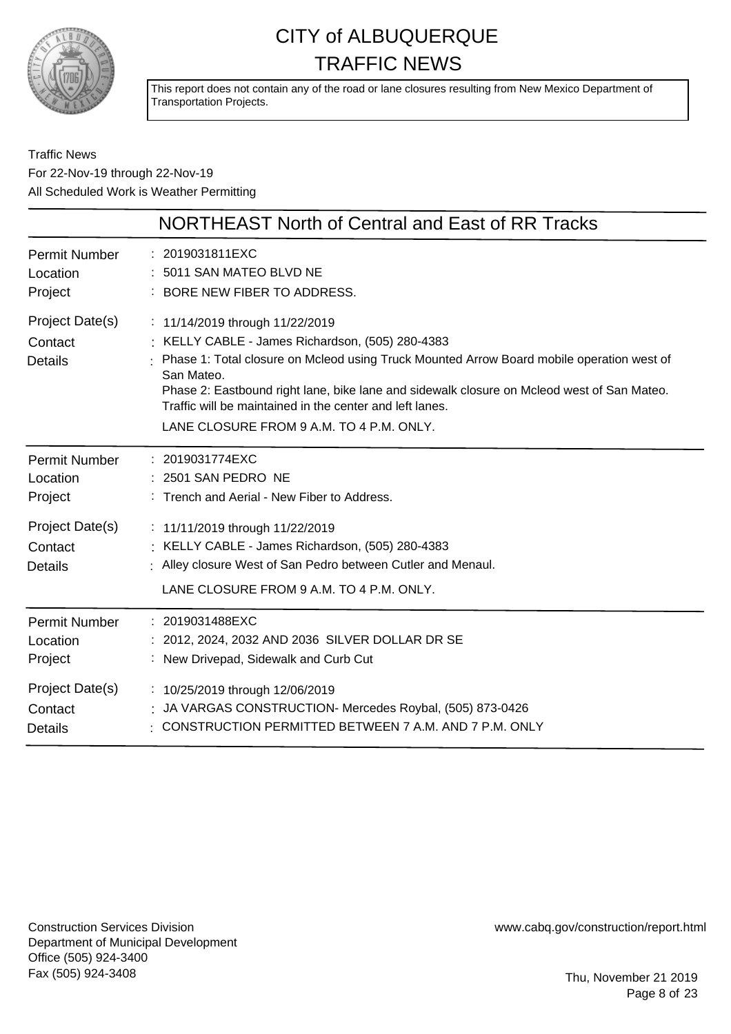# CITY of ALBUQUERQUE TRAFFIC NEWS

This report does not contain any of the road or lane closures resulting from New Mexico Department of Transportation Projects.

Traffic News
For 22-Nov-19 through 22-Nov-19
All Scheduled Work is Weather Permitting

## NORTHEAST North of Central and East of RR Tracks

| | |
|---|---|
| Permit Number | 2019031811EXC |
| Location | 5011 SAN MATEO BLVD NE |
| Project | BORE NEW FIBER TO ADDRESS. |
| Project Date(s) | 11/14/2019 through 11/22/2019 |
| Contact | KELLY CABLE - James Richardson, (505) 280-4383 |
| Details | Phase 1: Total closure on Mcleod using Truck Mounted Arrow Board mobile operation west of San Mateo.<br>Phase 2: Eastbound right lane, bike lane and sidewalk closure on Mcleod west of San Mateo. Traffic will be maintained in the center and left lanes.<br>LANE CLOSURE FROM 9 A.M. TO 4 P.M. ONLY. |

| | |
|---|---|
| Permit Number | 2019031774EXC |
| Location | 2501 SAN PEDRO NE |
| Project | Trench and Aerial - New Fiber to Address. |
| Project Date(s) | 11/11/2019 through 11/22/2019 |
| Contact | KELLY CABLE - James Richardson, (505) 280-4383 |
| Details | Alley closure West of San Pedro between Cutler and Menaul.<br>LANE CLOSURE FROM 9 A.M. TO 4 P.M. ONLY. |

| | |
|---|---|
| Permit Number | 2019031488EXC |
| Location | 2012, 2024, 2032 AND 2036 SILVER DOLLAR DR SE |
| Project | New Drivepad, Sidewalk and Curb Cut |
| Project Date(s) | 10/25/2019 through 12/06/2019 |
| Contact | JA VARGAS CONSTRUCTION- Mercedes Roybal, (505) 873-0426 |
| Details | CONSTRUCTION PERMITTED BETWEEN 7 A.M. AND 7 P.M. ONLY |

Construction Services Division
Department of Municipal Development
Office (505) 924-3400
Fax (505) 924-3408

www.cabq.gov/construction/report.html

Thu, November 21 2019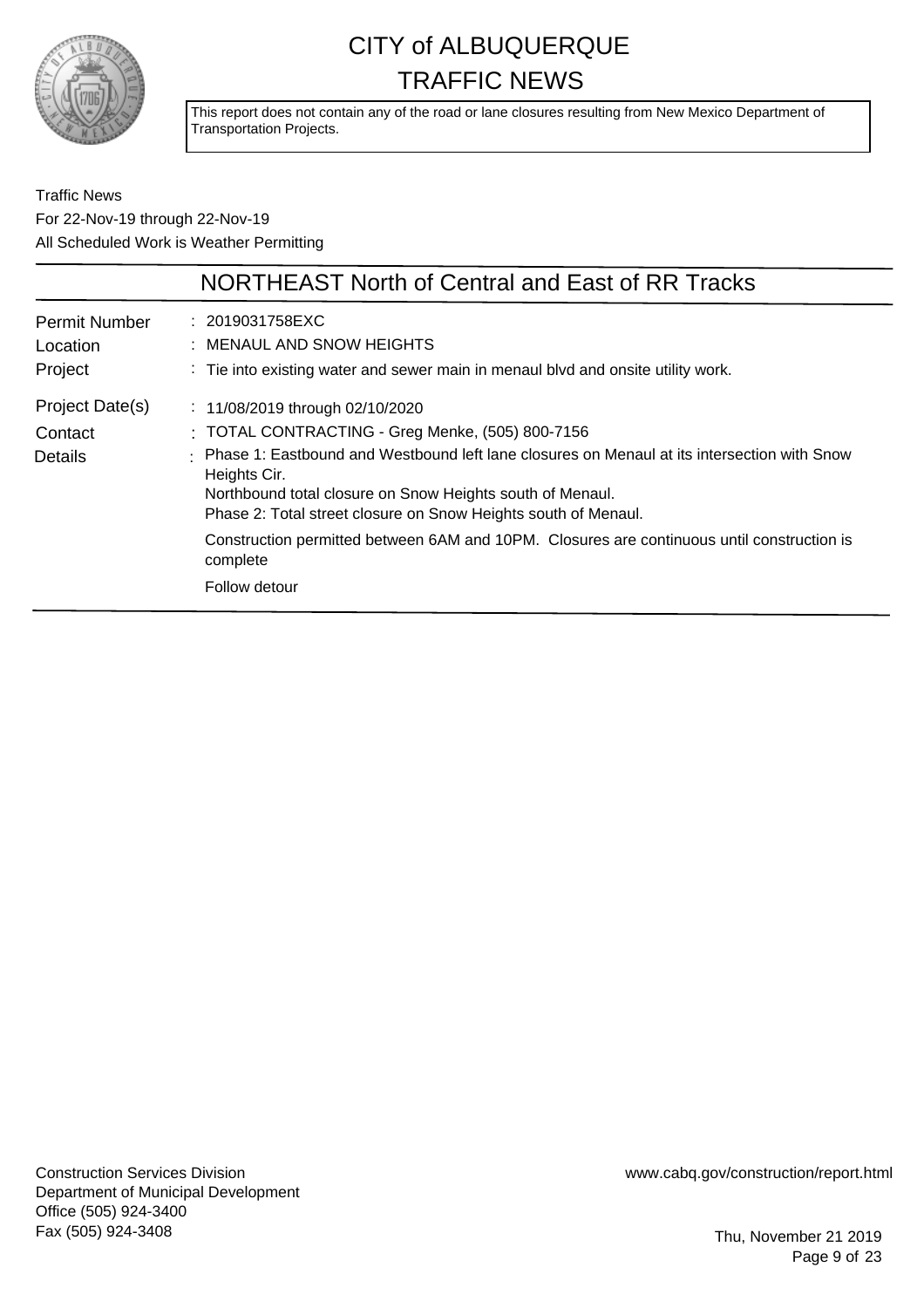# CITY of ALBUQUERQUE TRAFFIC NEWS

This report does not contain any of the road or lane closures resulting from New Mexico Department of Transportation Projects.

Traffic News
For 22-Nov-19 through 22-Nov-19
All Scheduled Work is Weather Permitting

## NORTHEAST North of Central and East of RR Tracks

| | |
|---|---|
| Permit Number | : 2019031758EXC |
| Location | : MENAUL AND SNOW HEIGHTS |
| Project | : Tie into existing water and sewer main in menaul blvd and onsite utility work. |
| Project Date(s) | : 11/08/2019 through 02/10/2020 |
| Contact | : TOTAL CONTRACTING - Greg Menke, (505) 800-7156 |
| Details | : Phase 1: Eastbound and Westbound left lane closures on Menaul at its intersection with Snow Heights Cir.<br>Northbound total closure on Snow Heights south of Menaul.<br>Phase 2: Total street closure on Snow Heights south of Menaul.<br><br>Construction permitted between 6AM and 10PM. Closures are continuous until construction is complete<br><br>Follow detour |

Construction Services Division
Department of Municipal Development
Office (505) 924-3400
Fax (505) 924-3408

www.cabq.gov/construction/report.html

Thu, November 21 2019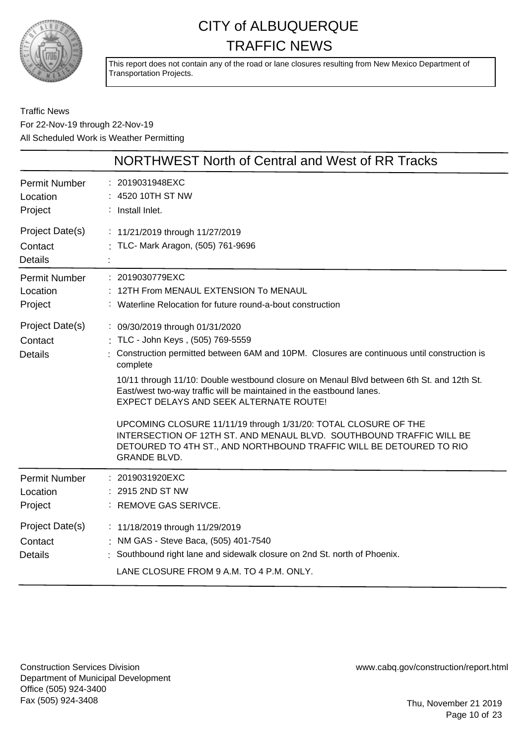# CITY of ALBUQUERQUE TRAFFIC NEWS

This report does not contain any of the road or lane closures resulting from New Mexico Department of Transportation Projects.

Traffic News
For 22-Nov-19 through 22-Nov-19
All Scheduled Work is Weather Permitting

## NORTHWEST North of Central and West of RR Tracks

| | |
|---|---|
| Permit Number | 2019031948EXC |
| Location | 4520 10TH ST NW |
| Project | Install Inlet. |
| Project Date(s) | 11/21/2019 through 11/27/2019 |
| Contact | TLC- Mark Aragon, (505) 761-9696 |
| Details | |

| | |
|---|---|
| Permit Number | 2019030779EXC |
| Location | 12TH From MENAUL EXTENSION To MENAUL |
| Project | Waterline Relocation for future round-a-bout construction |
| Project Date(s) | 09/30/2019 through 01/31/2020 |
| Contact | TLC - John Keys , (505) 769-5559 |
| Details | Construction permitted between 6AM and 10PM. Closures are continuous until construction is complete<br><br>10/11 through 11/10: Double westbound closure on Menaul Blvd between 6th St. and 12th St. East/west two-way traffic will be maintained in the eastbound lanes.<br>EXPECT DELAYS AND SEEK ALTERNATE ROUTE!<br><br>UPCOMING CLOSURE 11/11/19 through 1/31/20: TOTAL CLOSURE OF THE INTERSECTION OF 12TH ST. AND MENAUL BLVD. SOUTHBOUND TRAFFIC WILL BE DETOURED TO 4TH ST., AND NORTHBOUND TRAFFIC WILL BE DETOURED TO RIO GRANDE BLVD. |

| | |
|---|---|
| Permit Number | 2019031920EXC |
| Location | 2915 2ND ST NW |
| Project | REMOVE GAS SERIVCE. |
| Project Date(s) | 11/18/2019 through 11/29/2019 |
| Contact | NM GAS - Steve Baca, (505) 401-7540 |
| Details | Southbound right lane and sidewalk closure on 2nd St. north of Phoenix.<br><br>LANE CLOSURE FROM 9 A.M. TO 4 P.M. ONLY. |

Construction Services Division
Department of Municipal Development
Office (505) 924-3400
Fax (505) 924-3408

www.cabq.gov/construction/report.html

Thu, November 21 2019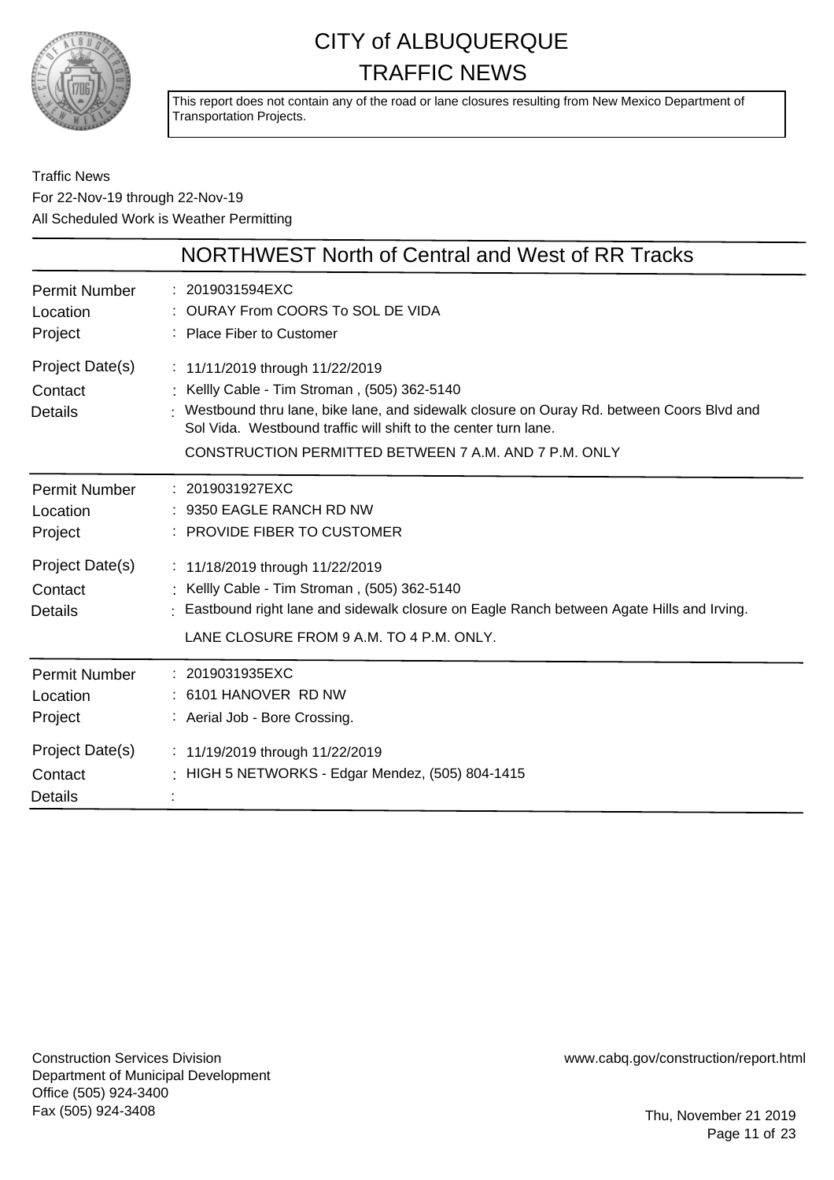# CITY of ALBUQUERQUE TRAFFIC NEWS

This report does not contain any of the road or lane closures resulting from New Mexico Department of Transportation Projects.

Traffic News
For 22-Nov-19 through 22-Nov-19
All Scheduled Work is Weather Permitting

## NORTHWEST North of Central and West of RR Tracks

| | |
|---|---|
| Permit Number | : 2019031594EXC |
| Location | : OURAY From COORS To SOL DE VIDA |
| Project | : Place Fiber to Customer |
| Project Date(s) | : 11/11/2019 through 11/22/2019 |
| Contact | : Kellly Cable - Tim Stroman , (505) 362-5140 |
| Details | : Westbound thru lane, bike lane, and sidewalk closure on Ouray Rd. between Coors Blvd and Sol Vida. Westbound traffic will shift to the center turn lane. CONSTRUCTION PERMITTED BETWEEN 7 A.M. AND 7 P.M. ONLY |

| | |
|---|---|
| Permit Number | : 2019031927EXC |
| Location | : 9350 EAGLE RANCH RD NW |
| Project | : PROVIDE FIBER TO CUSTOMER |
| Project Date(s) | : 11/18/2019 through 11/22/2019 |
| Contact | : Kellly Cable - Tim Stroman , (505) 362-5140 |
| Details | : Eastbound right lane and sidewalk closure on Eagle Ranch between Agate Hills and Irving. LANE CLOSURE FROM 9 A.M. TO 4 P.M. ONLY. |

| | |
|---|---|
| Permit Number | : 2019031935EXC |
| Location | : 6101 HANOVER RD NW |
| Project | : Aerial Job - Bore Crossing. |
| Project Date(s) | : 11/19/2019 through 11/22/2019 |
| Contact | : HIGH 5 NETWORKS - Edgar Mendez, (505) 804-1415 |
| Details | : |

Construction Services Division
Department of Municipal Development
Office (505) 924-3400
Fax (505) 924-3408

www.cabq.gov/construction/report.html

Thu, November 21 2019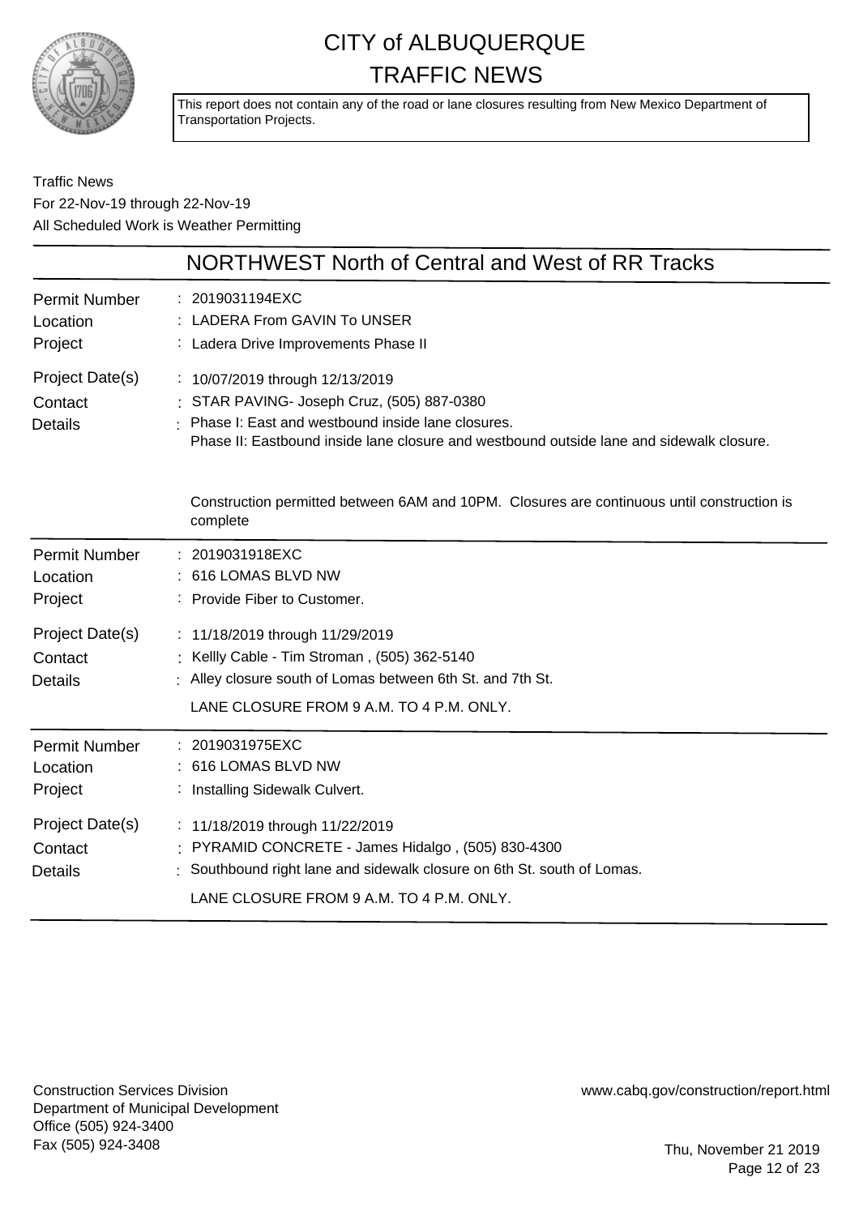# CITY of ALBUQUERQUE TRAFFIC NEWS

This report does not contain any of the road or lane closures resulting from New Mexico Department of Transportation Projects.

Traffic News
For 22-Nov-19 through 22-Nov-19
All Scheduled Work is Weather Permitting

## NORTHWEST North of Central and West of RR Tracks

| | |
|---|---|
| Permit Number | : 2019031194EXC |
| Location | : LADERA From GAVIN To UNSER |
| Project | : Ladera Drive Improvements Phase II |
| Project Date(s) | : 10/07/2019 through 12/13/2019 |
| Contact | : STAR PAVING- Joseph Cruz, (505) 887-0380 |
| Details | : Phase I: East and westbound inside lane closures. Phase II: Eastbound inside lane closure and westbound outside lane and sidewalk closure. Construction permitted between 6AM and 10PM. Closures are continuous until construction is complete |

| | |
|---|---|
| Permit Number | : 2019031918EXC |
| Location | : 616 LOMAS BLVD NW |
| Project | : Provide Fiber to Customer. |
| Project Date(s) | : 11/18/2019 through 11/29/2019 |
| Contact | : Kellly Cable - Tim Stroman , (505) 362-5140 |
| Details | : Alley closure south of Lomas between 6th St. and 7th St. LANE CLOSURE FROM 9 A.M. TO 4 P.M. ONLY. |

| | |
|---|---|
| Permit Number | : 2019031975EXC |
| Location | : 616 LOMAS BLVD NW |
| Project | : Installing Sidewalk Culvert. |
| Project Date(s) | : 11/18/2019 through 11/22/2019 |
| Contact | : PYRAMID CONCRETE - James Hidalgo , (505) 830-4300 |
| Details | : Southbound right lane and sidewalk closure on 6th St. south of Lomas. LANE CLOSURE FROM 9 A.M. TO 4 P.M. ONLY. |

Construction Services Division
Department of Municipal Development
Office (505) 924-3400
Fax (505) 924-3408

www.cabq.gov/construction/report.html

Thu, November 21 2019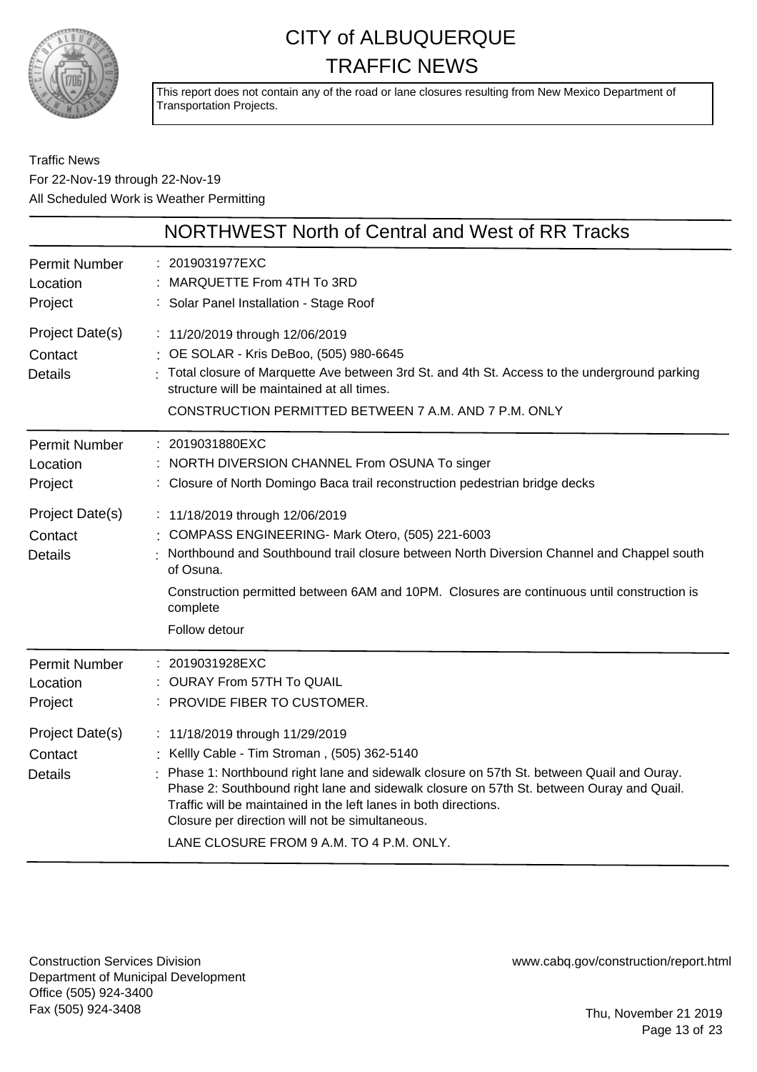# CITY of ALBUQUERQUE
# TRAFFIC NEWS

This report does not contain any of the road or lane closures resulting from New Mexico Department of Transportation Projects.

Traffic News
For 22-Nov-19 through 22-Nov-19
All Scheduled Work is Weather Permitting

## NORTHWEST North of Central and West of RR Tracks

| | |
|---|---|
| Permit Number | : 2019031977EXC |
| Location | : MARQUETTE From 4TH To 3RD |
| Project | : Solar Panel Installation - Stage Roof |
| Project Date(s) | : 11/20/2019 through 12/06/2019 |
| Contact | : OE SOLAR - Kris DeBoo, (505) 980-6645 |
| Details | : Total closure of Marquette Ave between 3rd St. and 4th St. Access to the underground parking structure will be maintained at all times.<br>CONSTRUCTION PERMITTED BETWEEN 7 A.M. AND 7 P.M. ONLY |

| | |
|---|---|
| Permit Number | : 2019031880EXC |
| Location | : NORTH DIVERSION CHANNEL From OSUNA To singer |
| Project | : Closure of North Domingo Baca trail reconstruction pedestrian bridge decks |
| Project Date(s) | : 11/18/2019 through 12/06/2019 |
| Contact | : COMPASS ENGINEERING- Mark Otero, (505) 221-6003 |
| Details | : Northbound and Southbound trail closure between North Diversion Channel and Chappel south of Osuna.<br>Construction permitted between 6AM and 10PM. Closures are continuous until construction is complete<br>Follow detour |

| | |
|---|---|
| Permit Number | : 2019031928EXC |
| Location | : OURAY From 57TH To QUAIL |
| Project | : PROVIDE FIBER TO CUSTOMER. |
| Project Date(s) | : 11/18/2019 through 11/29/2019 |
| Contact | : Kellly Cable - Tim Stroman , (505) 362-5140 |
| Details | : Phase 1: Northbound right lane and sidewalk closure on 57th St. between Quail and Ouray.<br>Phase 2: Southbound right lane and sidewalk closure on 57th St. between Ouray and Quail.<br>Traffic will be maintained in the left lanes in both directions.<br>Closure per direction will not be simultaneous.<br>LANE CLOSURE FROM 9 A.M. TO 4 P.M. ONLY. |

Construction Services Division
Department of Municipal Development
Office (505) 924-3400
Fax (505) 924-3408

www.cabq.gov/construction/report.html

Thu, November 21 2019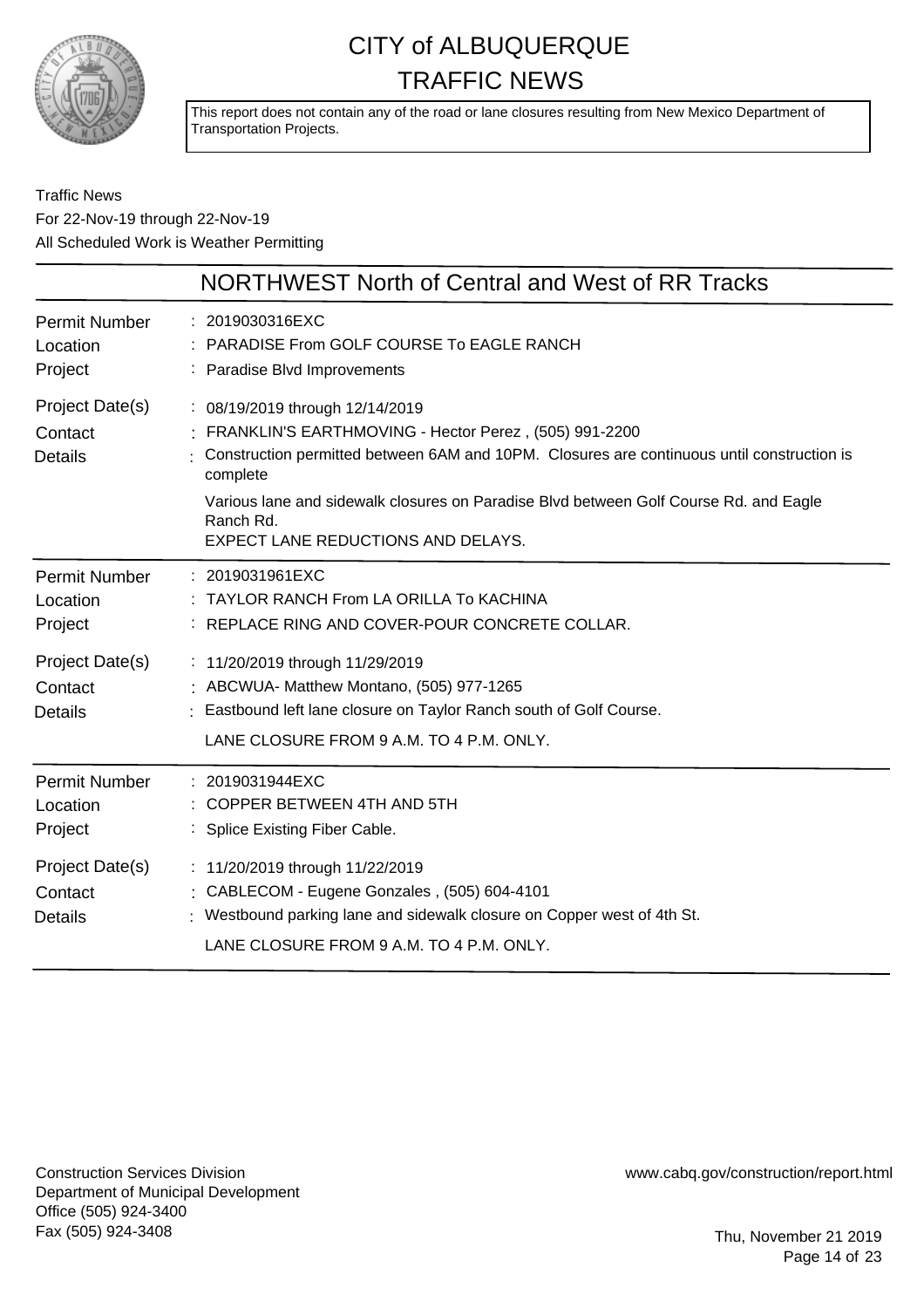# CITY of ALBUQUERQUE
# TRAFFIC NEWS

This report does not contain any of the road or lane closures resulting from New Mexico Department of Transportation Projects.

Traffic News
For 22-Nov-19 through 22-Nov-19
All Scheduled Work is Weather Permitting

## NORTHWEST North of Central and West of RR Tracks

| | |
|---|---|
| Permit Number | 2019030316EXC |
| Location | PARADISE From GOLF COURSE To EAGLE RANCH |
| Project | Paradise Blvd Improvements |
| Project Date(s) | 08/19/2019 through 12/14/2019 |
| Contact | FRANKLIN'S EARTHMOVING - Hector Perez , (505) 991-2200 |
| Details | Construction permitted between 6AM and 10PM. Closures are continuous until construction is complete<br>Various lane and sidewalk closures on Paradise Blvd between Golf Course Rd. and Eagle Ranch Rd.<br>EXPECT LANE REDUCTIONS AND DELAYS. |

| | |
|---|---|
| Permit Number | 2019031961EXC |
| Location | TAYLOR RANCH From LA ORILLA To KACHINA |
| Project | REPLACE RING AND COVER-POUR CONCRETE COLLAR. |
| Project Date(s) | 11/20/2019 through 11/29/2019 |
| Contact | ABCWUA- Matthew Montano, (505) 977-1265 |
| Details | Eastbound left lane closure on Taylor Ranch south of Golf Course.<br>LANE CLOSURE FROM 9 A.M. TO 4 P.M. ONLY. |

| | |
|---|---|
| Permit Number | 2019031944EXC |
| Location | COPPER BETWEEN 4TH AND 5TH |
| Project | Splice Existing Fiber Cable. |
| Project Date(s) | 11/20/2019 through 11/22/2019 |
| Contact | CABLECOM - Eugene Gonzales , (505) 604-4101 |
| Details | Westbound parking lane and sidewalk closure on Copper west of 4th St.<br>LANE CLOSURE FROM 9 A.M. TO 4 P.M. ONLY. |

Construction Services Division
Department of Municipal Development
Office (505) 924-3400
Fax (505) 924-3408

www.cabq.gov/construction/report.html

Thu, November 21 2019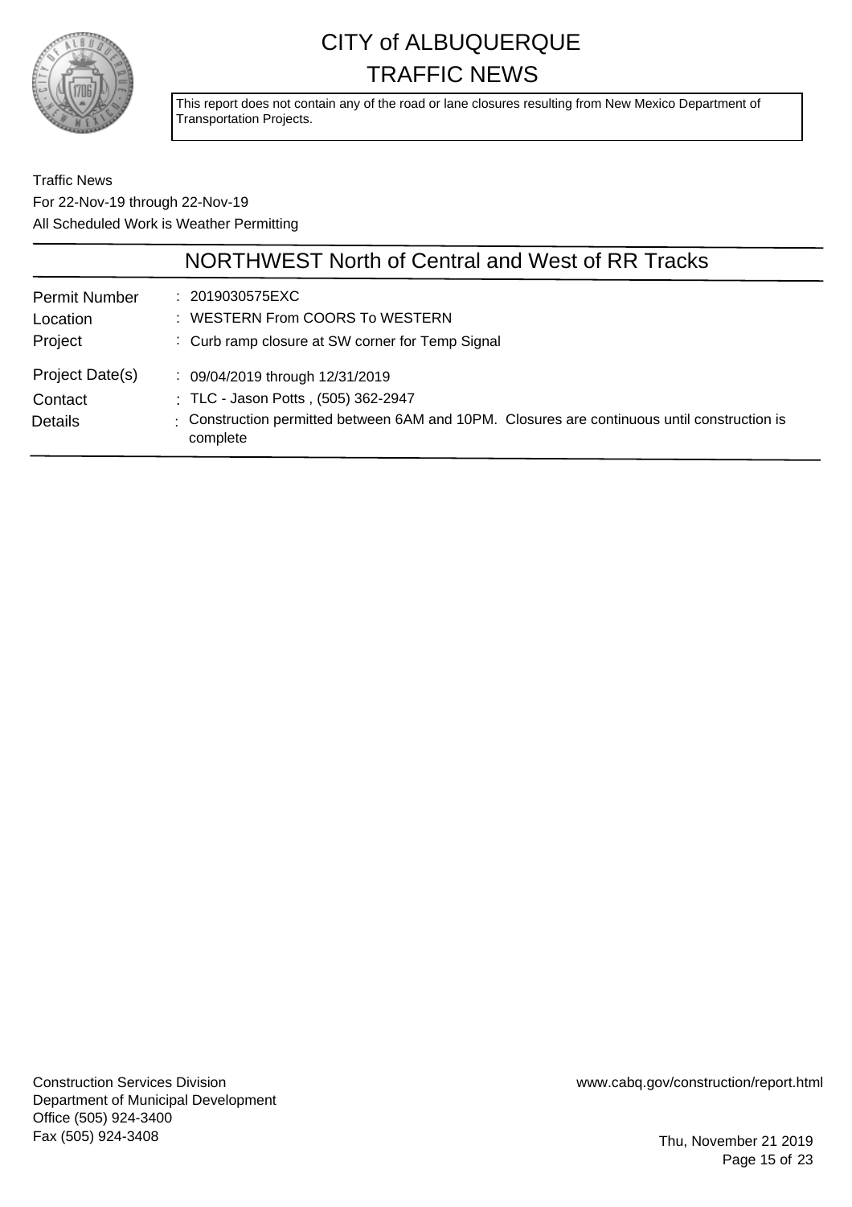# CITY of ALBUQUERQUE TRAFFIC NEWS

This report does not contain any of the road or lane closures resulting from New Mexico Department of Transportation Projects.

Traffic News
For 22-Nov-19 through 22-Nov-19
All Scheduled Work is Weather Permitting

## NORTHWEST North of Central and West of RR Tracks

| | |
|---|---|
| Permit Number | : 2019030575EXC |
| Location | : WESTERN From COORS To WESTERN |
| Project | : Curb ramp closure at SW corner for Temp Signal |
| Project Date(s) | : 09/04/2019 through 12/31/2019 |
| Contact | : TLC - Jason Potts , (505) 362-2947 |
| Details | : Construction permitted between 6AM and 10PM. Closures are continuous until construction is complete |

Construction Services Division
Department of Municipal Development
Office (505) 924-3400
Fax (505) 924-3408

www.cabq.gov/construction/report.html

Thu, November 21 2019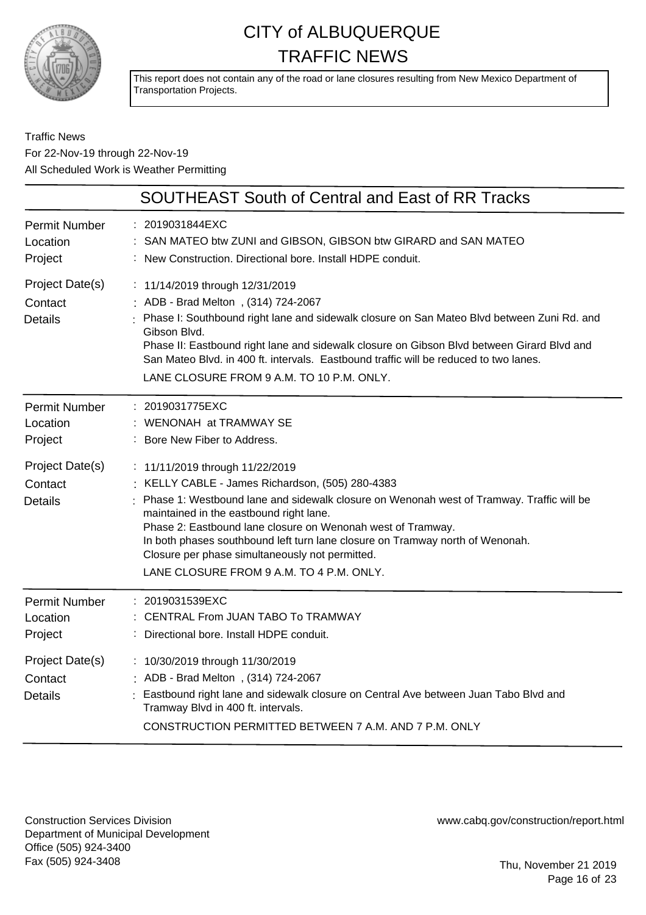# CITY of ALBUQUERQUE
# TRAFFIC NEWS

This report does not contain any of the road or lane closures resulting from New Mexico Department of Transportation Projects.

Traffic News
For 22-Nov-19 through 22-Nov-19
All Scheduled Work is Weather Permitting

## SOUTHEAST South of Central and East of RR Tracks

**Permit Number**: 2019031844EXC
**Location**: SAN MATEO btw ZUNI and GIBSON, GIBSON btw GIRARD and SAN MATEO
**Project**: New Construction. Directional bore. Install HDPE conduit.
**Project Date(s)**: 11/14/2019 through 12/31/2019
**Contact**: ADB - Brad Melton , (314) 724-2067
**Details**: Phase I: Southbound right lane and sidewalk closure on San Mateo Blvd between Zuni Rd. and Gibson Blvd.
Phase II: Eastbound right lane and sidewalk closure on Gibson Blvd between Girard Blvd and San Mateo Blvd. in 400 ft. intervals. Eastbound traffic will be reduced to two lanes.
LANE CLOSURE FROM 9 A.M. TO 10 P.M. ONLY.

---

**Permit Number**: 2019031775EXC
**Location**: WENONAH at TRAMWAY SE
**Project**: Bore New Fiber to Address.
**Project Date(s)**: 11/11/2019 through 11/22/2019
**Contact**: KELLY CABLE - James Richardson, (505) 280-4383
**Details**: Phase 1: Westbound lane and sidewalk closure on Wenonah west of Tramway. Traffic will be maintained in the eastbound right lane.
Phase 2: Eastbound lane closure on Wenonah west of Tramway.
In both phases southbound left turn lane closure on Tramway north of Wenonah.
Closure per phase simultaneously not permitted.
LANE CLOSURE FROM 9 A.M. TO 4 P.M. ONLY.

---

**Permit Number**: 2019031539EXC
**Location**: CENTRAL From JUAN TABO To TRAMWAY
**Project**: Directional bore. Install HDPE conduit.
**Project Date(s)**: 10/30/2019 through 11/30/2019
**Contact**: ADB - Brad Melton , (314) 724-2067
**Details**: Eastbound right lane and sidewalk closure on Central Ave between Juan Tabo Blvd and Tramway Blvd in 400 ft. intervals.
CONSTRUCTION PERMITTED BETWEEN 7 A.M. AND 7 P.M. ONLY

---

Construction Services Division
Department of Municipal Development
Office (505) 924-3400
Fax (505) 924-3408

www.cabq.gov/construction/report.html

Thu, November 21 2019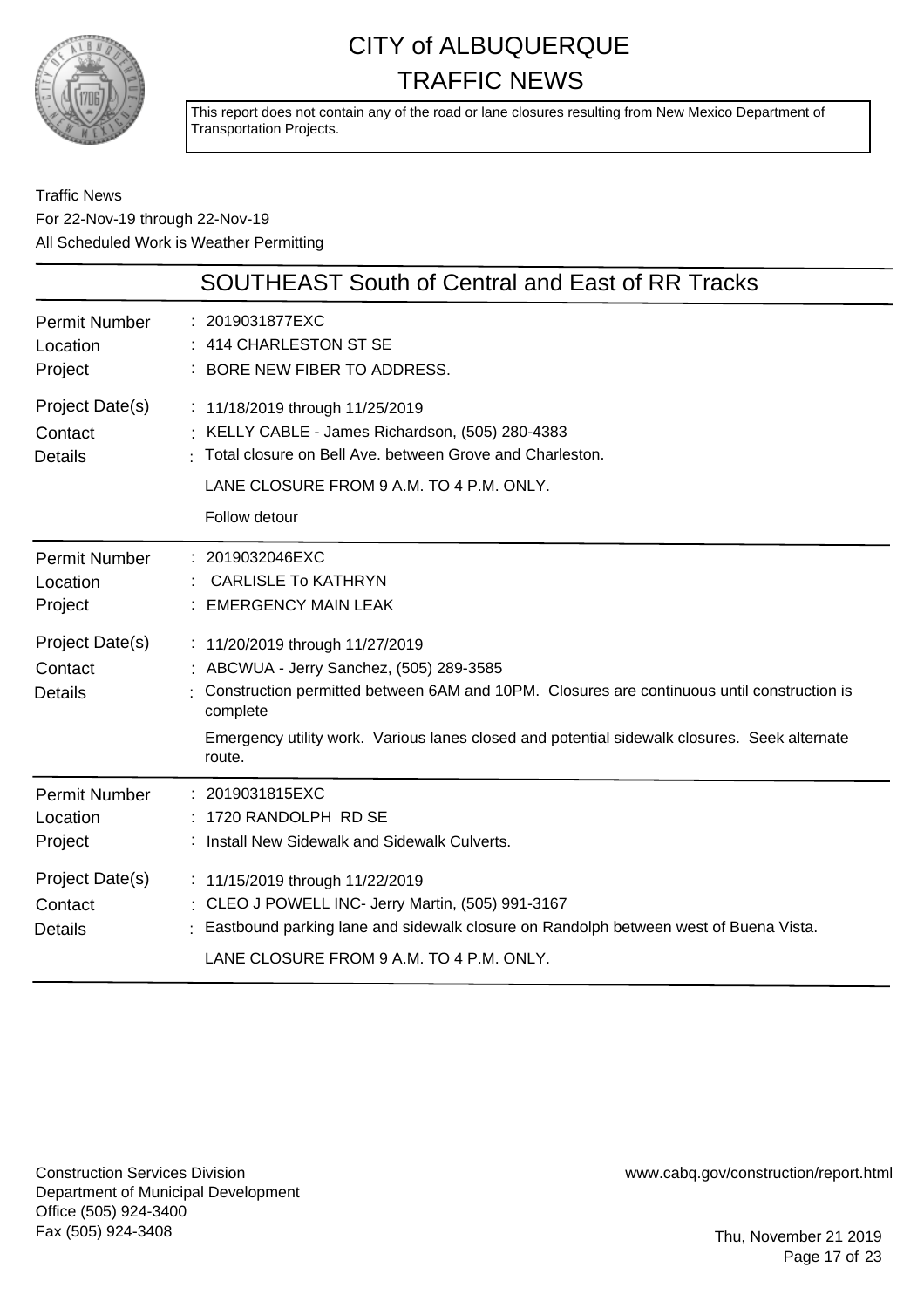# CITY of ALBUQUERQUE TRAFFIC NEWS

This report does not contain any of the road or lane closures resulting from New Mexico Department of Transportation Projects.

Traffic News
For 22-Nov-19 through 22-Nov-19
All Scheduled Work is Weather Permitting

## SOUTHEAST South of Central and East of RR Tracks

| | |
|---|---|
| Permit Number | : 2019031877EXC |
| Location | : 414 CHARLESTON ST SE |
| Project | : BORE NEW FIBER TO ADDRESS. |
| Project Date(s) | : 11/18/2019 through 11/25/2019 |
| Contact | : KELLY CABLE - James Richardson, (505) 280-4383 |
| Details | : Total closure on Bell Ave. between Grove and Charleston.<br>LANE CLOSURE FROM 9 A.M. TO 4 P.M. ONLY.<br>Follow detour |

| | |
|---|---|
| Permit Number | : 2019032046EXC |
| Location | : CARLISLE To KATHRYN |
| Project | : EMERGENCY MAIN LEAK |
| Project Date(s) | : 11/20/2019 through 11/27/2019 |
| Contact | : ABCWUA - Jerry Sanchez, (505) 289-3585 |
| Details | : Construction permitted between 6AM and 10PM. Closures are continuous until construction is complete<br>Emergency utility work. Various lanes closed and potential sidewalk closures. Seek alternate route. |

| | |
|---|---|
| Permit Number | : 2019031815EXC |
| Location | : 1720 RANDOLPH RD SE |
| Project | : Install New Sidewalk and Sidewalk Culverts. |
| Project Date(s) | : 11/15/2019 through 11/22/2019 |
| Contact | : CLEO J POWELL INC- Jerry Martin, (505) 991-3167 |
| Details | : Eastbound parking lane and sidewalk closure on Randolph between west of Buena Vista.<br>LANE CLOSURE FROM 9 A.M. TO 4 P.M. ONLY. |

Construction Services Division
Department of Municipal Development
Office (505) 924-3400
Fax (505) 924-3408

www.cabq.gov/construction/report.html

Thu, November 21 2019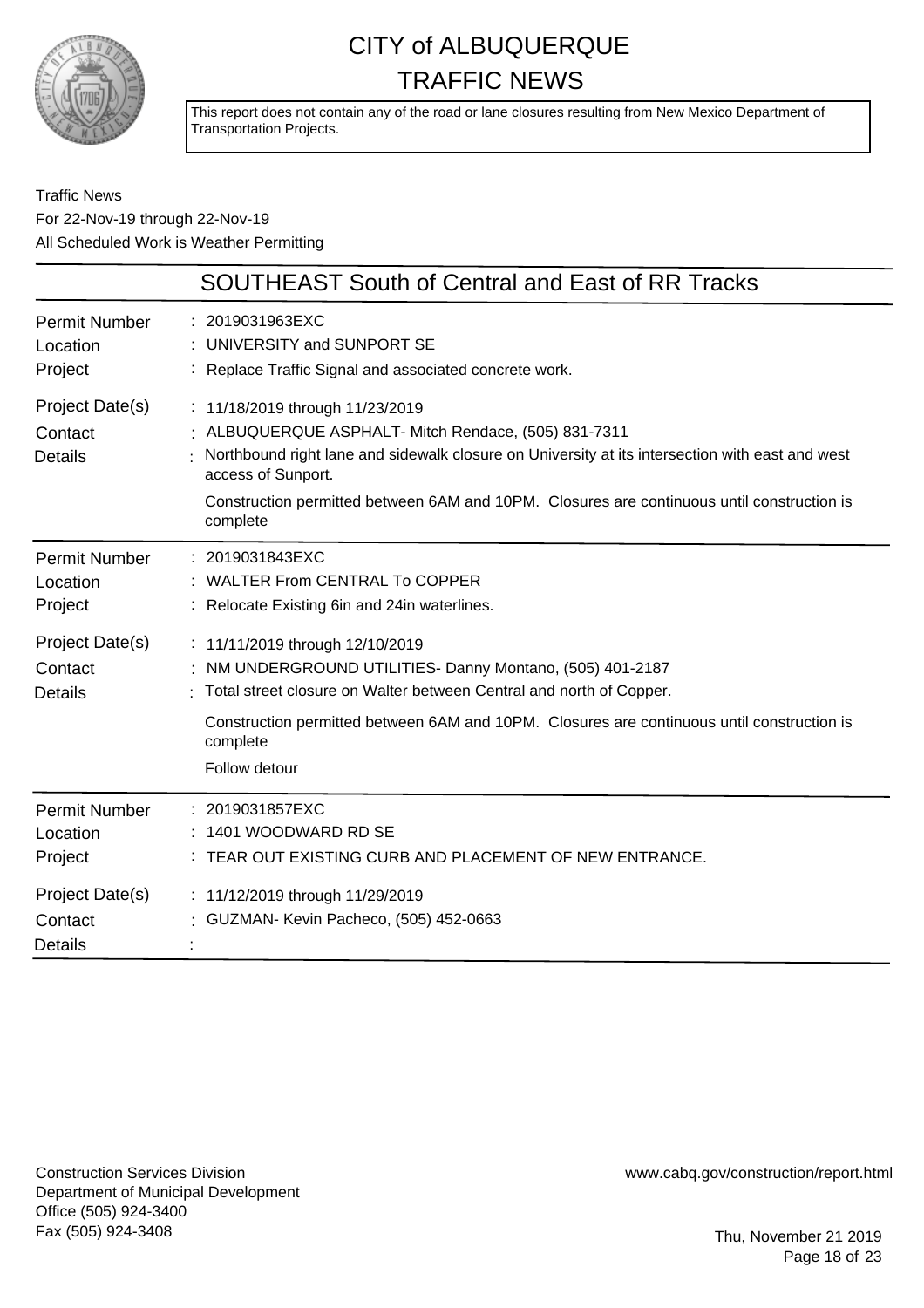# CITY of ALBUQUERQUE
## TRAFFIC NEWS

This report does not contain any of the road or lane closures resulting from New Mexico Department of Transportation Projects.

Traffic News
For 22-Nov-19 through 22-Nov-19
All Scheduled Work is Weather Permitting

## SOUTHEAST South of Central and East of RR Tracks

| | |
|---|---|
| Permit Number | : 2019031963EXC |
| Location | : UNIVERSITY and SUNPORT SE |
| Project | : Replace Traffic Signal and associated concrete work. |
| Project Date(s) | : 11/18/2019 through 11/23/2019 |
| Contact | : ALBUQUERQUE ASPHALT- Mitch Rendace, (505) 831-7311 |
| Details | : Northbound right lane and sidewalk closure on University at its intersection with east and west access of Sunport.<br><br>Construction permitted between 6AM and 10PM. Closures are continuous until construction is complete |

| | |
|---|---|
| Permit Number | : 2019031843EXC |
| Location | : WALTER From CENTRAL To COPPER |
| Project | : Relocate Existing 6in and 24in waterlines. |
| Project Date(s) | : 11/11/2019 through 12/10/2019 |
| Contact | : NM UNDERGROUND UTILITIES- Danny Montano, (505) 401-2187 |
| Details | : Total street closure on Walter between Central and north of Copper.<br><br>Construction permitted between 6AM and 10PM. Closures are continuous until construction is complete<br><br>Follow detour |

| | |
|---|---|
| Permit Number | : 2019031857EXC |
| Location | : 1401 WOODWARD RD SE |
| Project | : TEAR OUT EXISTING CURB AND PLACEMENT OF NEW ENTRANCE. |
| Project Date(s) | : 11/12/2019 through 11/29/2019 |
| Contact | : GUZMAN- Kevin Pacheco, (505) 452-0663 |
| Details | : |

Construction Services Division
Department of Municipal Development
Office (505) 924-3400
Fax (505) 924-3408

www.cabq.gov/construction/report.html

Thu, November 21 2019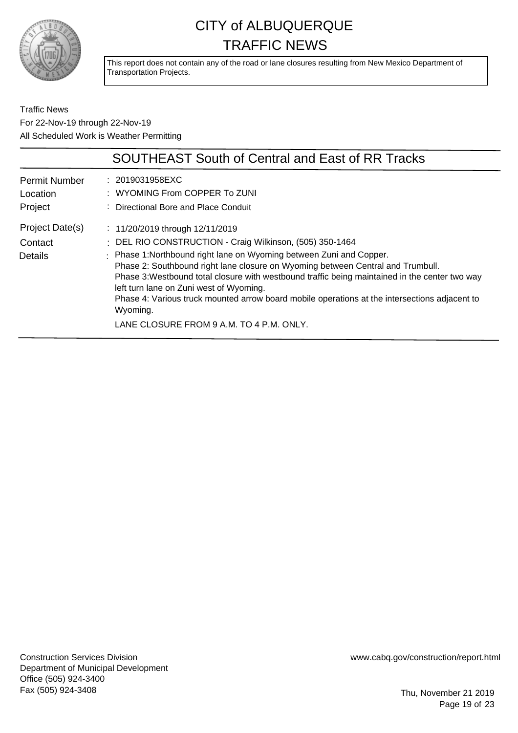# CITY of ALBUQUERQUE
## TRAFFIC NEWS

This report does not contain any of the road or lane closures resulting from New Mexico Department of Transportation Projects.

Traffic News
For 22-Nov-19 through 22-Nov-19
All Scheduled Work is Weather Permitting

## SOUTHEAST South of Central and East of RR Tracks

| | |
|---|---|
| Permit Number | : 2019031958EXC |
| Location | : WYOMING From COPPER To ZUNI |
| Project | : Directional Bore and Place Conduit |
| Project Date(s) | : 11/20/2019 through 12/11/2019 |
| Contact | : DEL RIO CONSTRUCTION - Craig Wilkinson, (505) 350-1464 |
| Details | : Phase 1:Northbound right lane on Wyoming between Zuni and Copper. Phase 2: Southbound right lane closure on Wyoming between Central and Trumbull. Phase 3:Westbound total closure with westbound traffic being maintained in the center two way left turn lane on Zuni west of Wyoming. Phase 4: Various truck mounted arrow board mobile operations at the intersections adjacent to Wyoming. LANE CLOSURE FROM 9 A.M. TO 4 P.M. ONLY. |

Construction Services Division
Department of Municipal Development
Office (505) 924-3400
Fax (505) 924-3408

www.cabq.gov/construction/report.html

Thu, November 21 2019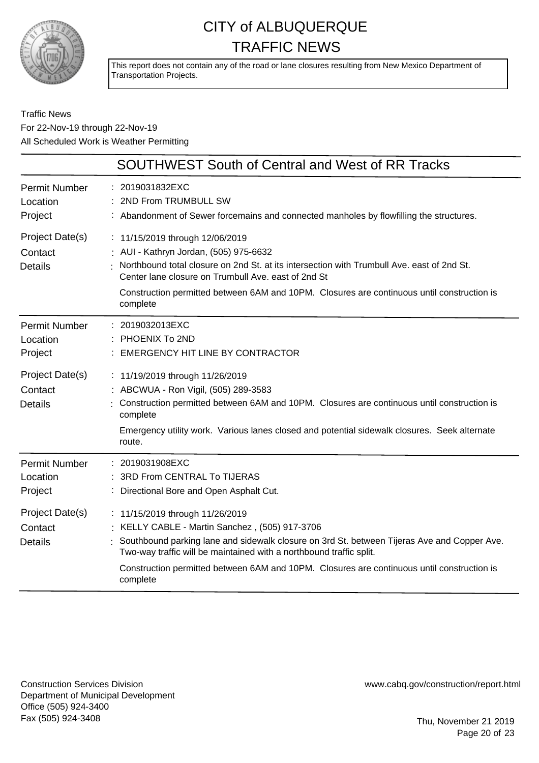# CITY of ALBUQUERQUE
# TRAFFIC NEWS

This report does not contain any of the road or lane closures resulting from New Mexico Department of Transportation Projects.

Traffic News
For 22-Nov-19 through 22-Nov-19
All Scheduled Work is Weather Permitting

## SOUTHWEST South of Central and West of RR Tracks

| | |
|---|---|
| Permit Number | 2019031832EXC |
| Location | 2ND From TRUMBULL SW |
| Project | Abandonment of Sewer forcemains and connected manholes by flowfilling the structures. |
| Project Date(s) | 11/15/2019 through 12/06/2019 |
| Contact | AUI - Kathryn Jordan, (505) 975-6632 |
| Details | Northbound total closure on 2nd St. at its intersection with Trumbull Ave. east of 2nd St. Center lane closure on Trumbull Ave. east of 2nd St<br>Construction permitted between 6AM and 10PM. Closures are continuous until construction is complete |

| | |
|---|---|
| Permit Number | 2019032013EXC |
| Location | PHOENIX To 2ND |
| Project | EMERGENCY HIT LINE BY CONTRACTOR |
| Project Date(s) | 11/19/2019 through 11/26/2019 |
| Contact | ABCWUA - Ron Vigil, (505) 289-3583 |
| Details | Construction permitted between 6AM and 10PM. Closures are continuous until construction is complete<br>Emergency utility work. Various lanes closed and potential sidewalk closures. Seek alternate route. |

| | |
|---|---|
| Permit Number | 2019031908EXC |
| Location | 3RD From CENTRAL To TIJERAS |
| Project | Directional Bore and Open Asphalt Cut. |
| Project Date(s) | 11/15/2019 through 11/26/2019 |
| Contact | KELLY CABLE - Martin Sanchez , (505) 917-3706 |
| Details | Southbound parking lane and sidewalk closure on 3rd St. between Tijeras Ave and Copper Ave. Two-way traffic will be maintained with a northbound traffic split.<br>Construction permitted between 6AM and 10PM. Closures are continuous until construction is complete |

Construction Services Division
Department of Municipal Development
Office (505) 924-3400
Fax (505) 924-3408

www.cabq.gov/construction/report.html

Thu, November 21 2019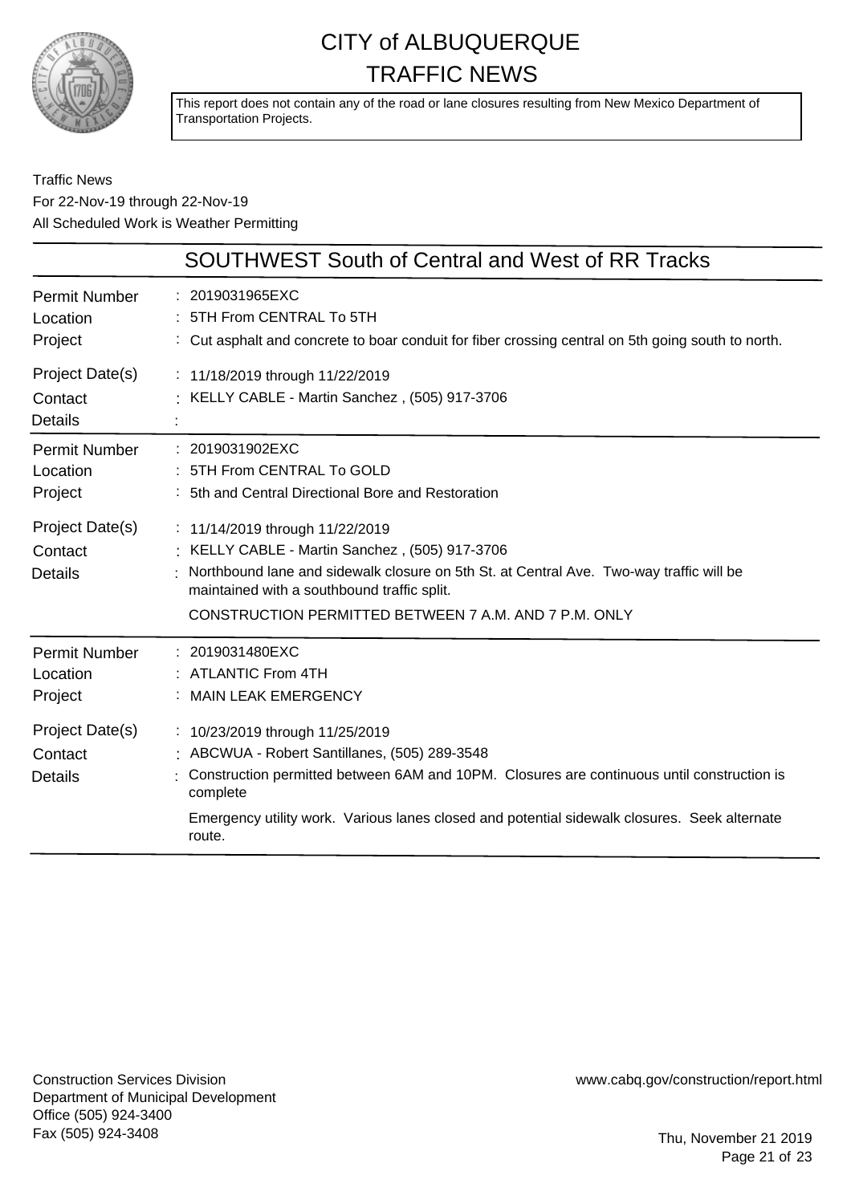# CITY of ALBUQUERQUE
# TRAFFIC NEWS

This report does not contain any of the road or lane closures resulting from New Mexico Department of Transportation Projects.

Traffic News
For 22-Nov-19 through 22-Nov-19
All Scheduled Work is Weather Permitting

## SOUTHWEST South of Central and West of RR Tracks

| | |
|---|---|
| Permit Number | : 2019031965EXC |
| Location | : 5TH From CENTRAL To 5TH |
| Project | : Cut asphalt and concrete to boar conduit for fiber crossing central on 5th going south to north. |
| Project Date(s) | : 11/18/2019 through 11/22/2019 |
| Contact | : KELLY CABLE - Martin Sanchez , (505) 917-3706 |
| Details | : |

| | |
|---|---|
| Permit Number | : 2019031902EXC |
| Location | : 5TH From CENTRAL To GOLD |
| Project | : 5th and Central Directional Bore and Restoration |
| Project Date(s) | : 11/14/2019 through 11/22/2019 |
| Contact | : KELLY CABLE - Martin Sanchez , (505) 917-3706 |
| Details | : Northbound lane and sidewalk closure on 5th St. at Central Ave. Two-way traffic will be maintained with a southbound traffic split. CONSTRUCTION PERMITTED BETWEEN 7 A.M. AND 7 P.M. ONLY |

| | |
|---|---|
| Permit Number | : 2019031480EXC |
| Location | : ATLANTIC From 4TH |
| Project | : MAIN LEAK EMERGENCY |
| Project Date(s) | : 10/23/2019 through 11/25/2019 |
| Contact | : ABCWUA - Robert Santillanes, (505) 289-3548 |
| Details | : Construction permitted between 6AM and 10PM. Closures are continuous until construction is complete. Emergency utility work. Various lanes closed and potential sidewalk closures. Seek alternate route. |

Construction Services Division
Department of Municipal Development
Office (505) 924-3400
Fax (505) 924-3408

www.cabq.gov/construction/report.html

Thu, November 21 2019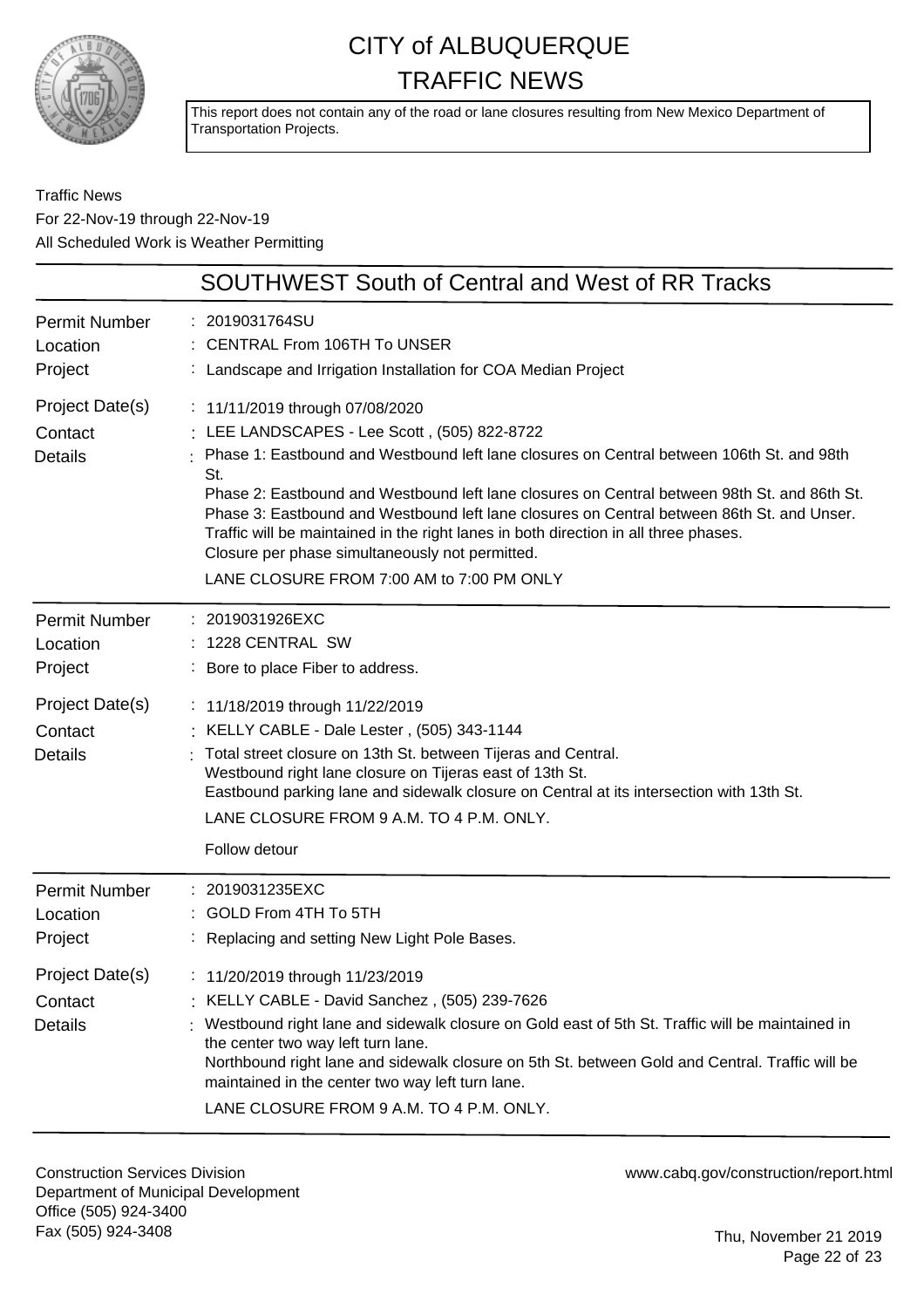# CITY of ALBUQUERQUE TRAFFIC NEWS

This report does not contain any of the road or lane closures resulting from New Mexico Department of Transportation Projects.

Traffic News
For 22-Nov-19 through 22-Nov-19
All Scheduled Work is Weather Permitting

## SOUTHWEST South of Central and West of RR Tracks

| | |
|---|---|
| Permit Number | 2019031764SU |
| Location | CENTRAL From 106TH To UNSER |
| Project | Landscape and Irrigation Installation for COA Median Project |
| Project Date(s) | 11/11/2019 through 07/08/2020 |
| Contact | LEE LANDSCAPES - Lee Scott , (505) 822-8722 |
| Details | Phase 1: Eastbound and Westbound left lane closures on Central between 106th St. and 98th St.<br>Phase 2: Eastbound and Westbound left lane closures on Central between 98th St. and 86th St.<br>Phase 3: Eastbound and Westbound left lane closures on Central between 86th St. and Unser.<br>Traffic will be maintained in the right lanes in both direction in all three phases.<br>Closure per phase simultaneously not permitted.<br>LANE CLOSURE FROM 7:00 AM to 7:00 PM ONLY |

| | |
|---|---|
| Permit Number | 2019031926EXC |
| Location | 1228 CENTRAL SW |
| Project | Bore to place Fiber to address. |
| Project Date(s) | 11/18/2019 through 11/22/2019 |
| Contact | KELLY CABLE - Dale Lester , (505) 343-1144 |
| Details | Total street closure on 13th St. between Tijeras and Central.<br>Westbound right lane closure on Tijeras east of 13th St.<br>Eastbound parking lane and sidewalk closure on Central at its intersection with 13th St.<br>LANE CLOSURE FROM 9 A.M. TO 4 P.M. ONLY.<br>Follow detour |

| | |
|---|---|
| Permit Number | 2019031235EXC |
| Location | GOLD From 4TH To 5TH |
| Project | Replacing and setting New Light Pole Bases. |
| Project Date(s) | 11/20/2019 through 11/23/2019 |
| Contact | KELLY CABLE - David Sanchez , (505) 239-7626 |
| Details | Westbound right lane and sidewalk closure on Gold east of 5th St. Traffic will be maintained in the center two way left turn lane.<br>Northbound right lane and sidewalk closure on 5th St. between Gold and Central. Traffic will be maintained in the center two way left turn lane.<br>LANE CLOSURE FROM 9 A.M. TO 4 P.M. ONLY. |

Construction Services Division
Department of Municipal Development
Office (505) 924-3400
Fax (505) 924-3408

www.cabq.gov/construction/report.html

Thu, November 21 2019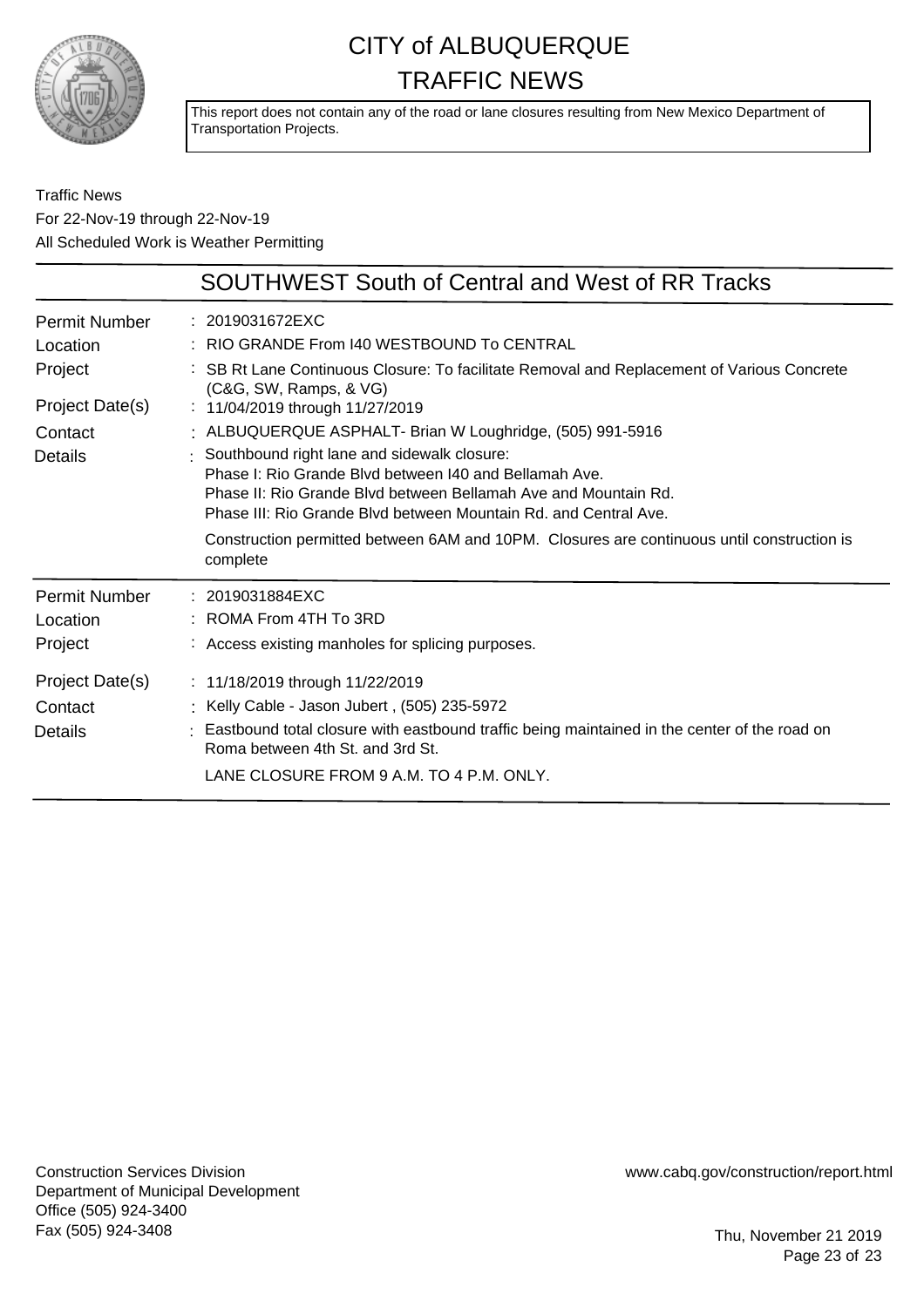# CITY of ALBUQUERQUE TRAFFIC NEWS

This report does not contain any of the road or lane closures resulting from New Mexico Department of Transportation Projects.

Traffic News
For 22-Nov-19 through 22-Nov-19
All Scheduled Work is Weather Permitting

## SOUTHWEST South of Central and West of RR Tracks

| | |
|---|---|
| Permit Number | : 2019031672EXC |
| Location | : RIO GRANDE From I40 WESTBOUND To CENTRAL |
| Project | : SB Rt Lane Continuous Closure: To facilitate Removal and Replacement of Various Concrete (C&G, SW, Ramps, & VG) |
| Project Date(s) | : 11/04/2019 through 11/27/2019 |
| Contact | : ALBUQUERQUE ASPHALT- Brian W Loughridge, (505) 991-5916 |
| Details | : Southbound right lane and sidewalk closure:<br>Phase I: Rio Grande Blvd between I40 and Bellamah Ave.<br>Phase II: Rio Grande Blvd between Bellamah Ave and Mountain Rd.<br>Phase III: Rio Grande Blvd between Mountain Rd. and Central Ave.<br><br>Construction permitted between 6AM and 10PM. Closures are continuous until construction is complete |

| | |
|---|---|
| Permit Number | : 2019031884EXC |
| Location | : ROMA From 4TH To 3RD |
| Project | : Access existing manholes for splicing purposes. |
| Project Date(s) | : 11/18/2019 through 11/22/2019 |
| Contact | : Kelly Cable - Jason Jubert , (505) 235-5972 |
| Details | : Eastbound total closure with eastbound traffic being maintained in the center of the road on Roma between 4th St. and 3rd St.<br><br>LANE CLOSURE FROM 9 A.M. TO 4 P.M. ONLY. |

Construction Services Division
Department of Municipal Development
Office (505) 924-3400
Fax (505) 924-3408

www.cabq.gov/construction/report.html

Thu, November 21 2019